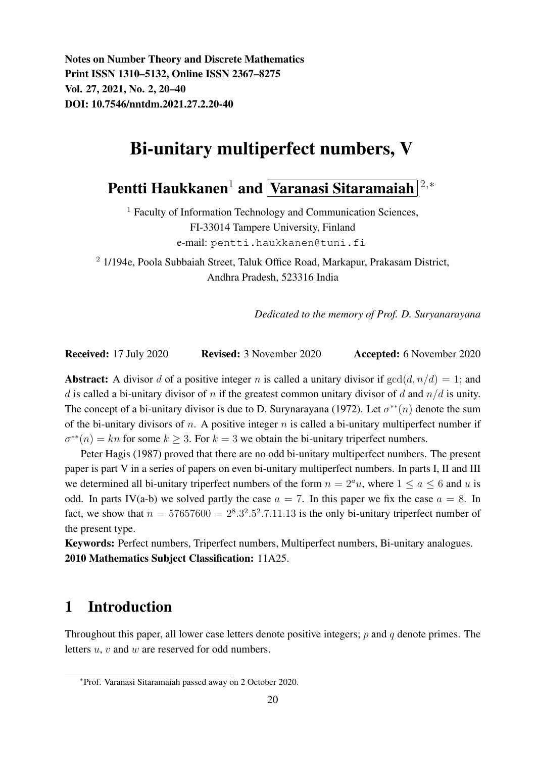Notes on Number Theory and Discrete Mathematics
Print ISSN 1310–5132, Online ISSN 2367–8275
Vol. 27, 2021, No. 2, 20–40
DOI: 10.7546/nntdm.2021.27.2.20-40

# Bi-unitary multiperfect numbers, V

**Pentti Haukkanen**[1] **and Varanasi Sitaramaiah**[2,*]

[1] Faculty of Information Technology and Communication Sciences,
FI-33014 Tampere University, Finland
e-mail: pentti.haukkanen@tuni.fi

[2] 1/194e, Poola Subbaiah Street, Taluk Office Road, Markapur, Prakasam District,
Andhra Pradesh, 523316 India

*Dedicated to the memory of Prof. D. Suryanarayana*

**Received:** 17 July 2020 **Revised:** 3 November 2020 **Accepted:** 6 November 2020

**Abstract:** A divisor $d$ of a positive integer $n$ is called a unitary divisor if $\gcd(d, n/d) = 1$; and $d$ is called a bi-unitary divisor of $n$ if the greatest common unitary divisor of $d$ and $n/d$ is unity. The concept of a bi-unitary divisor is due to D. Surynarayana (1972). Let $\sigma^{**}(n)$ denote the sum of the bi-unitary divisors of $n$. A positive integer $n$ is called a bi-unitary multiperfect number if $\sigma^{**}(n) = kn$ for some $k \geq 3$. For $k = 3$ we obtain the bi-unitary triperfect numbers.

Peter Hagis (1987) proved that there are no odd bi-unitary multiperfect numbers. The present paper is part V in a series of papers on even bi-unitary multiperfect numbers. In parts I, II and III we determined all bi-unitary triperfect numbers of the form $n = 2^a u$, where $1 \leq a \leq 6$ and $u$ is odd. In parts IV(a-b) we solved partly the case $a = 7$. In this paper we fix the case $a = 8$. In fact, we show that $n = 57657600 = 2^8.3^2.5^2.7.11.13$ is the only bi-unitary triperfect number of the present type.

**Keywords:** Perfect numbers, Triperfect numbers, Multiperfect numbers, Bi-unitary analogues.
**2010 Mathematics Subject Classification:** 11A25.

## 1 Introduction

Throughout this paper, all lower case letters denote positive integers; $p$ and $q$ denote primes. The letters $u$, $v$ and $w$ are reserved for odd numbers.

---

[*] Prof. Varanasi Sitaramaiah passed away on 2 October 2020.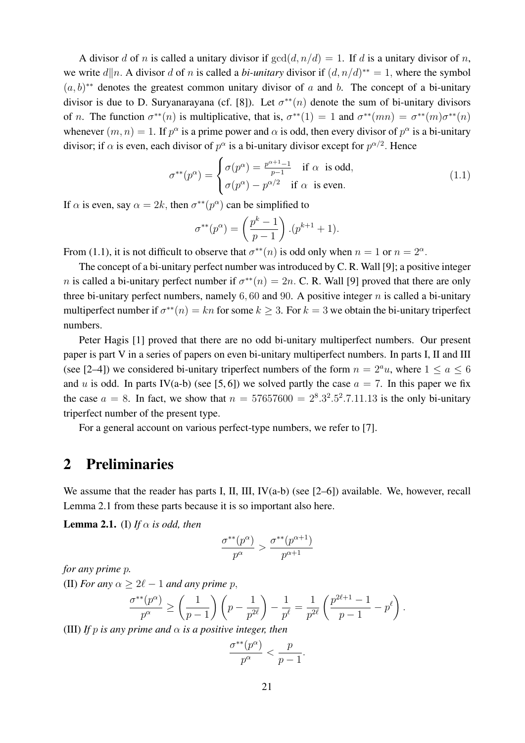A divisor $d$ of $n$ is called a unitary divisor if $\gcd(d, n/d) = 1$. If $d$ is a unitary divisor of $n$, we write $d \| n$. A divisor $d$ of $n$ is called a *bi-unitary* divisor if $(d, n/d)^{**} = 1$, where the symbol $(a, b)^{**}$ denotes the greatest common unitary divisor of $a$ and $b$. The concept of a bi-unitary divisor is due to D. Suryanarayana (cf. [8]). Let $\sigma^{**}(n)$ denote the sum of bi-unitary divisors of $n$. The function $\sigma^{**}(n)$ is multiplicative, that is, $\sigma^{**}(1) = 1$ and $\sigma^{**}(mn) = \sigma^{**}(m)\sigma^{**}(n)$ whenever $(m, n) = 1$. If $p^\alpha$ is a prime power and $\alpha$ is odd, then every divisor of $p^\alpha$ is a bi-unitary divisor; if $\alpha$ is even, each divisor of $p^\alpha$ is a bi-unitary divisor except for $p^{\alpha/2}$. Hence

$$\sigma^{**}(p^\alpha) = \begin{cases} \sigma(p^\alpha) = \frac{p^{\alpha+1}-1}{p-1} & \text{if } \alpha \text{ is odd,} \\ \sigma(p^\alpha) - p^{\alpha/2} & \text{if } \alpha \text{ is even.} \end{cases} \tag{1.1}$$

If $\alpha$ is even, say $\alpha = 2k$, then $\sigma^{**}(p^\alpha)$ can be simplified to

$$\sigma^{**}(p^\alpha) = \left(\frac{p^k - 1}{p - 1}\right).(p^{k+1} + 1).$$

From (1.1), it is not difficult to observe that $\sigma^{**}(n)$ is odd only when $n = 1$ or $n = 2^\alpha$.

The concept of a bi-unitary perfect number was introduced by C. R. Wall [9]; a positive integer $n$ is called a bi-unitary perfect number if $\sigma^{**}(n) = 2n$. C. R. Wall [9] proved that there are only three bi-unitary perfect numbers, namely $6, 60$ and $90$. A positive integer $n$ is called a bi-unitary multiperfect number if $\sigma^{**}(n) = kn$ for some $k \geq 3$. For $k = 3$ we obtain the bi-unitary triperfect numbers.

Peter Hagis [1] proved that there are no odd bi-unitary multiperfect numbers. Our present paper is part V in a series of papers on even bi-unitary multiperfect numbers. In parts I, II and III (see [2–4]) we considered bi-unitary triperfect numbers of the form $n = 2^a u$, where $1 \leq a \leq 6$ and $u$ is odd. In parts IV(a-b) (see [5, 6]) we solved partly the case $a = 7$. In this paper we fix the case $a = 8$. In fact, we show that $n = 57657600 = 2^8.3^2.5^2.7.11.13$ is the only bi-unitary triperfect number of the present type.

For a general account on various perfect-type numbers, we refer to [7].

## 2 Preliminaries

We assume that the reader has parts I, II, III, IV(a-b) (see [2–6]) available. We, however, recall Lemma 2.1 from these parts because it is so important also here.

**Lemma 2.1.** (I) *If $\alpha$ is odd, then*

$$\frac{\sigma^{**}(p^\alpha)}{p^\alpha} > \frac{\sigma^{**}(p^{\alpha+1})}{p^{\alpha+1}}$$

*for any prime $p$.*

(II) *For any $\alpha \geq 2\ell - 1$ and any prime $p$,*

$$\frac{\sigma^{**}(p^\alpha)}{p^\alpha} \geq \left(\frac{1}{p-1}\right)\left(p - \frac{1}{p^{2\ell}}\right) - \frac{1}{p^\ell} = \frac{1}{p^{2\ell}}\left(\frac{p^{2\ell+1}-1}{p-1} - p^\ell\right).$$

(III) *If $p$ is any prime and $\alpha$ is a positive integer, then*

$$\frac{\sigma^{**}(p^\alpha)}{p^\alpha} < \frac{p}{p-1}.$$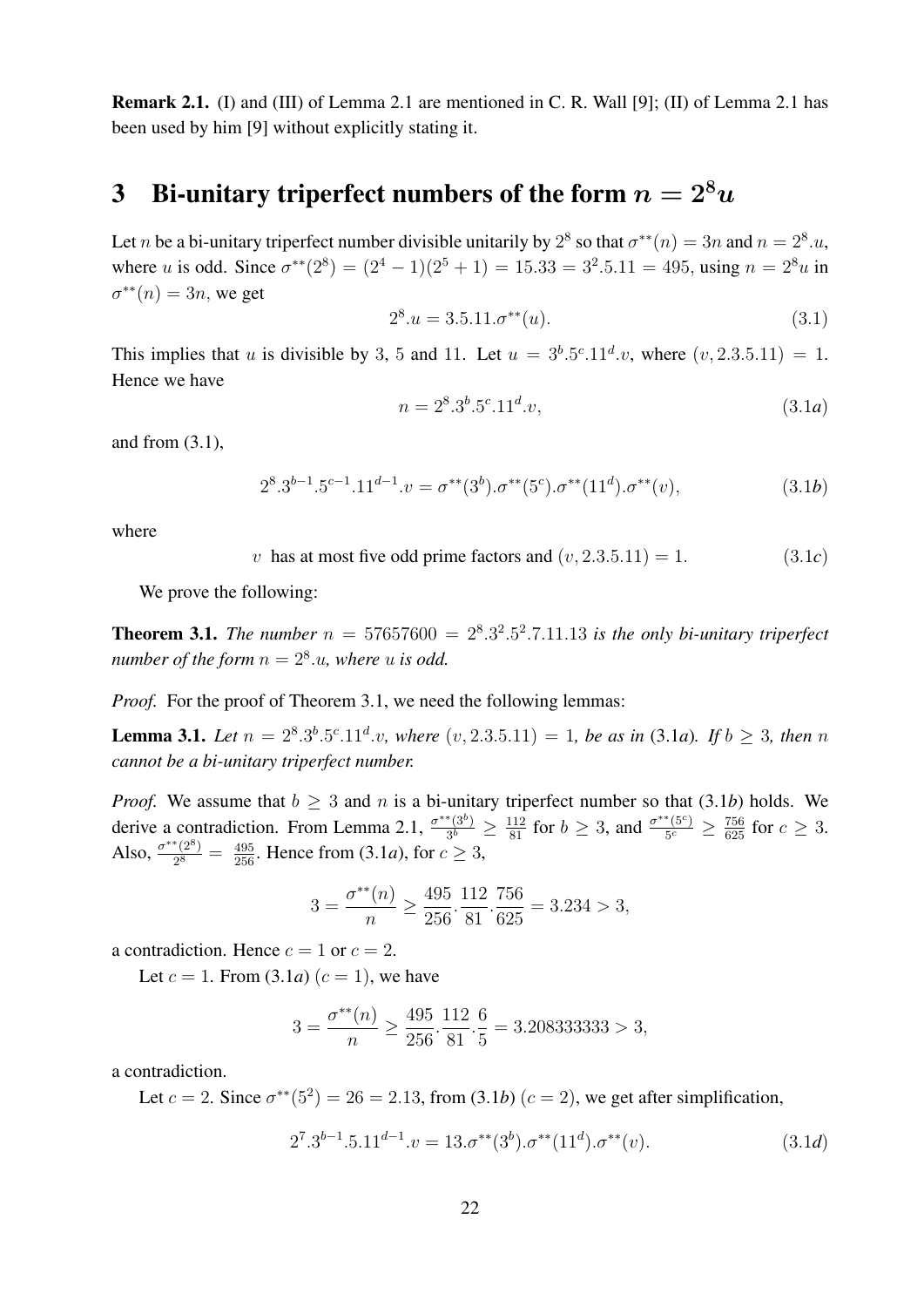**Remark 2.1.** (I) and (III) of Lemma 2.1 are mentioned in C. R. Wall [9]; (II) of Lemma 2.1 has been used by him [9] without explicitly stating it.

# 3 Bi-unitary triperfect numbers of the form $n = 2^8 u$

Let $n$ be a bi-unitary triperfect number divisible unitarily by $2^8$ so that $\sigma^{**}(n) = 3n$ and $n = 2^8.u$, where $u$ is odd. Since $\sigma^{**}(2^8) = (2^4 - 1)(2^5 + 1) = 15.33 = 3^2.5.11 = 495$, using $n = 2^8 u$ in $\sigma^{**}(n) = 3n$, we get

$$2^8.u = 3.5.11.\sigma^{**}(u). \tag{3.1}$$

This implies that $u$ is divisible by 3, 5 and 11. Let $u = 3^b.5^c.11^d.v$, where $(v, 2.3.5.11) = 1$. Hence we have

$$n = 2^8.3^b.5^c.11^d.v, \tag{3.1$a$}$$

and from (3.1),

$$2^8.3^{b-1}.5^{c-1}.11^{d-1}.v = \sigma^{**}(3^b).\sigma^{**}(5^c).\sigma^{**}(11^d).\sigma^{**}(v), \tag{3.1$b$}$$

where

$$v \text{ has at most five odd prime factors and } (v, 2.3.5.11) = 1. \tag{3.1$c$}$$

We prove the following:

**Theorem 3.1.** *The number $n = 57657600 = 2^8.3^2.5^2.7.11.13$ is the only bi-unitary triperfect number of the form $n = 2^8.u$, where $u$ is odd.*

*Proof.* For the proof of Theorem 3.1, we need the following lemmas:

**Lemma 3.1.** *Let $n = 2^8.3^b.5^c.11^d.v$, where $(v, 2.3.5.11) = 1$, be as in (3.1$a$). If $b \geq 3$, then $n$ cannot be a bi-unitary triperfect number.*

*Proof.* We assume that $b \geq 3$ and $n$ is a bi-unitary triperfect number so that (3.1$b$) holds. We derive a contradiction. From Lemma 2.1, $\frac{\sigma^{**}(3^b)}{3^b} \geq \frac{112}{81}$ for $b \geq 3$, and $\frac{\sigma^{**}(5^c)}{5^c} \geq \frac{756}{625}$ for $c \geq 3$. Also, $\frac{\sigma^{**}(2^8)}{2^8} = \frac{495}{256}$. Hence from (3.1$a$), for $c \geq 3$,

$$3 = \frac{\sigma^{**}(n)}{n} \geq \frac{495}{256}.\frac{112}{81}.\frac{756}{625} = 3.234 > 3,$$

a contradiction. Hence $c = 1$ or $c = 2$.

Let $c = 1$. From (3.1$a$) ($c = 1$), we have

$$3 = \frac{\sigma^{**}(n)}{n} \geq \frac{495}{256}.\frac{112}{81}.\frac{6}{5} = 3.208333333 > 3,$$

a contradiction.

Let $c = 2$. Since $\sigma^{**}(5^2) = 26 = 2.13$, from (3.1$b$) ($c = 2$), we get after simplification,

$$2^7.3^{b-1}.5.11^{d-1}.v = 13.\sigma^{**}(3^b).\sigma^{**}(11^d).\sigma^{**}(v). \tag{3.1$d$}$$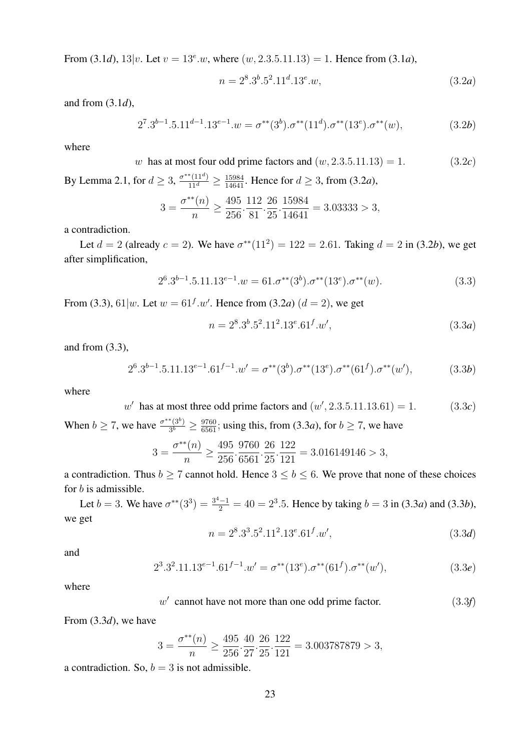From (3.1*d*), $13|v$. Let $v = 13^e.w$, where $(w, 2.3.5.11.13) = 1$. Hence from (3.1*a*),

$$n = 2^8.3^b.5^2.11^d.13^e.w, \tag{3.2a}$$

and from (3.1*d*),

$$2^7.3^{b-1}.5.11^{d-1}.13^{e-1}.w = \sigma^{**}(3^b).\sigma^{**}(11^d).\sigma^{**}(13^e).\sigma^{**}(w), \tag{3.2b}$$

where

$$w \text{ has at most four odd prime factors and } (w, 2.3.5.11.13) = 1. \tag{3.2c}$$

By Lemma 2.1, for $d \geq 3$, $\frac{\sigma^{**}(11^d)}{11^d} \geq \frac{15984}{14641}$. Hence for $d \geq 3$, from (3.2*a*),

$$3 = \frac{\sigma^{**}(n)}{n} \geq \frac{495}{256}.\frac{112}{81}.\frac{26}{25}.\frac{15984}{14641} = 3.03333 > 3,$$

a contradiction.

Let $d = 2$ (already $c = 2$). We have $\sigma^{**}(11^2) = 122 = 2.61$. Taking $d = 2$ in (3.2*b*), we get after simplification,

$$2^6.3^{b-1}.5.11.13^{e-1}.w = 61.\sigma^{**}(3^b).\sigma^{**}(13^e).\sigma^{**}(w). \tag{3.3}$$

From (3.3), $61|w$. Let $w = 61^f.w'$. Hence from (3.2*a*) ($d = 2$), we get

$$n = 2^8.3^b.5^2.11^2.13^e.61^f.w', \tag{3.3a}$$

and from (3.3),

$$2^6.3^{b-1}.5.11.13^{e-1}.61^{f-1}.w' = \sigma^{**}(3^b).\sigma^{**}(13^e).\sigma^{**}(61^f).\sigma^{**}(w'), \tag{3.3b}$$

where

$$w' \text{ has at most three odd prime factors and } (w', 2.3.5.11.13.61) = 1. \tag{3.3c}$$

When $b \geq 7$, we have $\frac{\sigma^{**}(3^b)}{3^b} \geq \frac{9760}{6561}$; using this, from (3.3*a*), for $b \geq 7$, we have

$$3 = \frac{\sigma^{**}(n)}{n} \geq \frac{495}{256}.\frac{9760}{6561}.\frac{26}{25}.\frac{122}{121} = 3.016149146 > 3,$$

a contradiction. Thus $b \geq 7$ cannot hold. Hence $3 \leq b \leq 6$. We prove that none of these choices for $b$ is admissible.

Let $b = 3$. We have $\sigma^{**}(3^3) = \frac{3^4-1}{2} = 40 = 2^3.5$. Hence by taking $b = 3$ in (3.3*a*) and (3.3*b*), we get

$$n = 2^8.3^3.5^2.11^2.13^e.61^f.w', \tag{3.3d}$$

and

$$2^3.3^2.11.13^{e-1}.61^{f-1}.w' = \sigma^{**}(13^e).\sigma^{**}(61^f).\sigma^{**}(w'), \tag{3.3e}$$

where

$$w' \text{ cannot have not more than one odd prime factor.} \tag{3.3f}$$

From (3.3*d*), we have

$$3 = \frac{\sigma^{**}(n)}{n} \geq \frac{495}{256}.\frac{40}{27}.\frac{26}{25}.\frac{122}{121} = 3.003787879 > 3,$$

a contradiction. So, $b = 3$ is not admissible.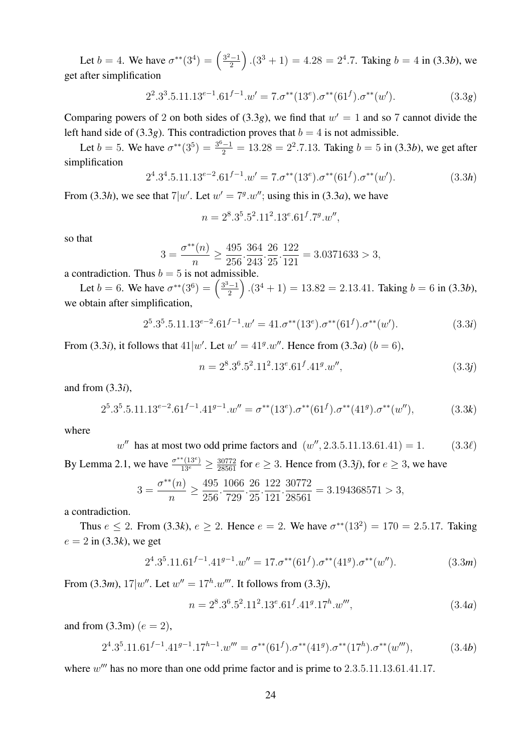Let $b = 4$. We have $\sigma^{**}(3^4) = \left(\frac{3^2-1}{2}\right).(3^3+1) = 4.28 = 2^4.7$. Taking $b = 4$ in (3.3$b$), we get after simplification

$$2^2.3^3.5.11.13^{e-1}.61^{f-1}.w' = 7.\sigma^{**}(13^e).\sigma^{**}(61^f).\sigma^{**}(w'). \tag{3.3$g$}$$

Comparing powers of 2 on both sides of (3.3$g$), we find that $w' = 1$ and so 7 cannot divide the left hand side of (3.3$g$). This contradiction proves that $b = 4$ is not admissible.

Let $b = 5$. We have $\sigma^{**}(3^5) = \frac{3^6-1}{2} = 13.28 = 2^2.7.13$. Taking $b = 5$ in (3.3$b$), we get after simplification

$$2^4.3^4.5.11.13^{e-2}.61^{f-1}.w' = 7.\sigma^{**}(13^e).\sigma^{**}(61^f).\sigma^{**}(w'). \tag{3.3$h$}$$

From (3.3$h$), we see that $7|w'$. Let $w' = 7^g.w''$; using this in (3.3$a$), we have

$$n = 2^8.3^5.5^2.11^2.13^e.61^f.7^g.w'',$$

so that

$$3 = \frac{\sigma^{**}(n)}{n} \geq \frac{495}{256}.\frac{364}{243}.\frac{26}{25}.\frac{122}{121} = 3.0371633 > 3,$$

a contradiction. Thus $b = 5$ is not admissible.

Let $b = 6$. We have $\sigma^{**}(3^6) = \left(\frac{3^3-1}{2}\right).(3^4+1) = 13.82 = 2.13.41$. Taking $b = 6$ in (3.3$b$), we obtain after simplification,

$$2^5.3^5.5.11.13^{e-2}.61^{f-1}.w' = 41.\sigma^{**}(13^e).\sigma^{**}(61^f).\sigma^{**}(w'). \tag{3.3$i$}$$

From (3.3$i$), it follows that $41|w'$. Let $w' = 41^g.w''$. Hence from (3.3$a$) ($b = 6$),

$$n = 2^8.3^6.5^2.11^2.13^e.61^f.41^g.w'', \tag{3.3$j$}$$

and from (3.3$i$),

$$2^5.3^5.5.11.13^{e-2}.61^{f-1}.41^{g-1}.w'' = \sigma^{**}(13^e).\sigma^{**}(61^f).\sigma^{**}(41^g).\sigma^{**}(w''), \tag{3.3$k$}$$

where

$$w'' \text{ has at most two odd prime factors and } (w'', 2.3.5.11.13.61.41) = 1. \tag{3.3$\ell$}$$

By Lemma 2.1, we have $\frac{\sigma^{**}(13^e)}{13^e} \geq \frac{30772}{28561}$ for $e \geq 3$. Hence from (3.3$j$), for $e \geq 3$, we have

$$3 = \frac{\sigma^{**}(n)}{n} \geq \frac{495}{256}.\frac{1066}{729}.\frac{26}{25}.\frac{122}{121}.\frac{30772}{28561} = 3.194368571 > 3,$$

a contradiction.

Thus $e \leq 2$. From (3.3$k$), $e \geq 2$. Hence $e = 2$. We have $\sigma^{**}(13^2) = 170 = 2.5.17$. Taking $e = 2$ in (3.3$k$), we get

$$2^4.3^5.11.61^{f-1}.41^{g-1}.w'' = 17.\sigma^{**}(61^f).\sigma^{**}(41^g).\sigma^{**}(w''). \tag{3.3$m$}$$

From (3.3$m$), $17|w''$. Let $w'' = 17^h.w'''$. It follows from (3.3$j$),

$$n = 2^8.3^6.5^2.11^2.13^e.61^f.41^g.17^h.w''', \tag{3.4$a$}$$

and from (3.3m) ($e = 2$),

$$2^4.3^5.11.61^{f-1}.41^{g-1}.17^{h-1}.w''' = \sigma^{**}(61^f).\sigma^{**}(41^g).\sigma^{**}(17^h).\sigma^{**}(w'''), \tag{3.4$b$}$$

where $w'''$ has no more than one odd prime factor and is prime to $2.3.5.11.13.61.41.17$.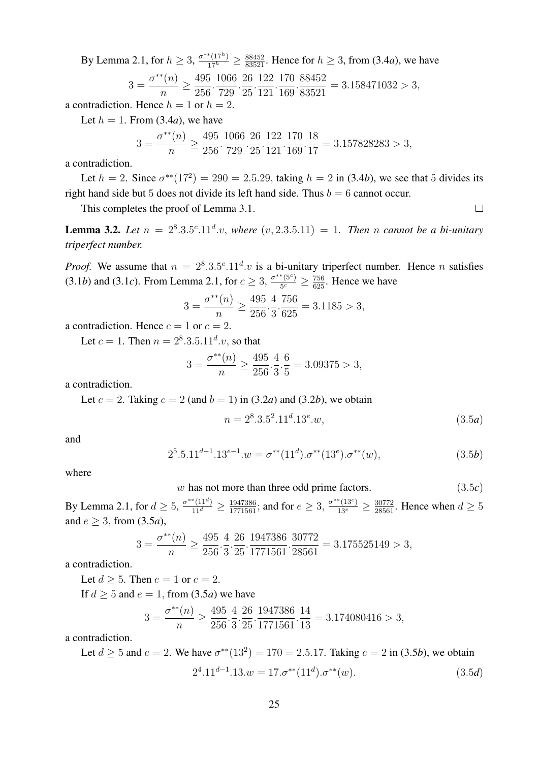By Lemma 2.1, for $h \geq 3$, $\frac{\sigma^{**}(17^h)}{17^h} \geq \frac{88452}{83521}$. Hence for $h \geq 3$, from (3.4*a*), we have

$$3 = \frac{\sigma^{**}(n)}{n} \geq \frac{495}{256}.\frac{1066}{729}.\frac{26}{25}.\frac{122}{121}.\frac{170}{169}.\frac{88452}{83521} = 3.158471032 > 3,$$

a contradiction. Hence $h = 1$ or $h = 2$.

Let $h = 1$. From (3.4*a*), we have

$$3 = \frac{\sigma^{**}(n)}{n} \geq \frac{495}{256}.\frac{1066}{729}.\frac{26}{25}.\frac{122}{121}.\frac{170}{169}.\frac{18}{17} = 3.157828283 > 3,$$

a contradiction.

Let $h = 2$. Since $\sigma^{**}(17^2) = 290 = 2.5.29$, taking $h = 2$ in (3.4*b*), we see that 5 divides its right hand side but 5 does not divide its left hand side. Thus $b = 6$ cannot occur.

This completes the proof of Lemma 3.1. □

**Lemma 3.2.** *Let $n = 2^8.3.5^c.11^d.v$, where $(v, 2.3.5.11) = 1$. Then $n$ cannot be a bi-unitary triperfect number.*

*Proof.* We assume that $n = 2^8.3.5^c.11^d.v$ is a bi-unitary triperfect number. Hence $n$ satisfies (3.1*b*) and (3.1*c*). From Lemma 2.1, for $c \geq 3$, $\frac{\sigma^{**}(5^c)}{5^c} \geq \frac{756}{625}$. Hence we have

$$3 = \frac{\sigma^{**}(n)}{n} \geq \frac{495}{256}.\frac{4}{3}.\frac{756}{625} = 3.1185 > 3,$$

a contradiction. Hence $c = 1$ or $c = 2$.

Let $c = 1$. Then $n = 2^8.3.5.11^d.v$, so that

$$3 = \frac{\sigma^{**}(n)}{n} \geq \frac{495}{256}.\frac{4}{3}.\frac{6}{5} = 3.09375 > 3,$$

a contradiction.

Let $c = 2$. Taking $c = 2$ (and $b = 1$) in (3.2*a*) and (3.2*b*), we obtain

$$n = 2^8.3.5^2.11^d.13^e.w, \tag{3.5a}$$

and

$$2^5.5.11^{d-1}.13^{e-1}.w = \sigma^{**}(11^d).\sigma^{**}(13^e).\sigma^{**}(w), \tag{3.5b}$$

where

$$w \text{ has not more than three odd prime factors.} \tag{3.5c}$$

By Lemma 2.1, for $d \geq 5$, $\frac{\sigma^{**}(11^d)}{11^d} \geq \frac{1947386}{1771561}$; and for $e \geq 3$, $\frac{\sigma^{**}(13^e)}{13^e} \geq \frac{30772}{28561}$. Hence when $d \geq 5$ and $e \geq 3$, from (3.5*a*),

$$3 = \frac{\sigma^{**}(n)}{n} \geq \frac{495}{256}.\frac{4}{3}.\frac{26}{25}.\frac{1947386}{1771561}.\frac{30772}{28561} = 3.175525149 > 3,$$

a contradiction.

Let $d \geq 5$. Then $e = 1$ or $e = 2$.

If $d \geq 5$ and $e = 1$, from (3.5*a*) we have

$$3 = \frac{\sigma^{**}(n)}{n} \geq \frac{495}{256}.\frac{4}{3}.\frac{26}{25}.\frac{1947386}{1771561}.\frac{14}{13} = 3.174080416 > 3,$$

a contradiction.

Let $d \geq 5$ and $e = 2$. We have $\sigma^{**}(13^2) = 170 = 2.5.17$. Taking $e = 2$ in (3.5*b*), we obtain

$$2^4.11^{d-1}.13.w = 17.\sigma^{**}(11^d).\sigma^{**}(w). \tag{3.5d}$$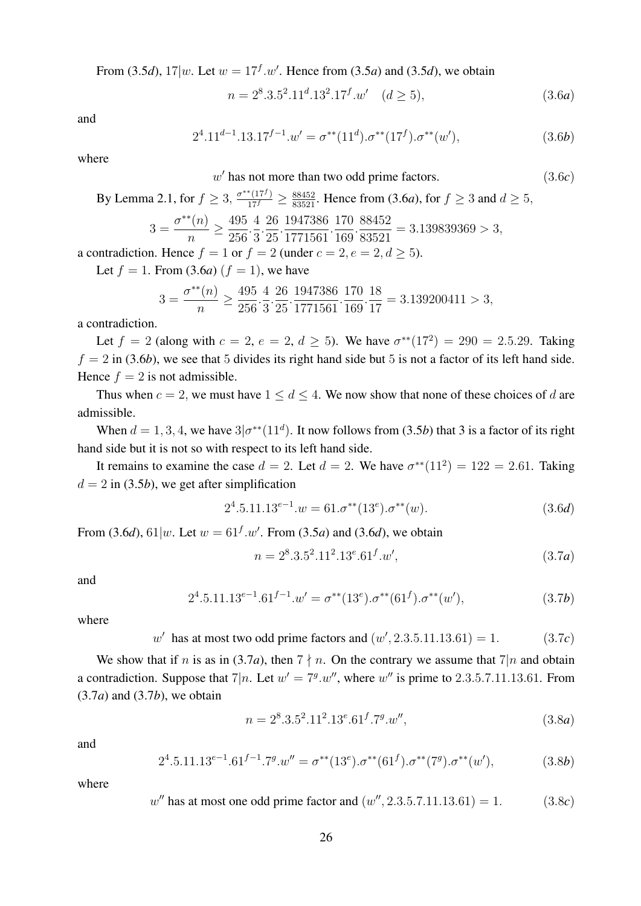From (3.5*d*), $17|w$. Let $w = 17^f.w'$. Hence from (3.5*a*) and (3.5*d*), we obtain

$$n = 2^8.3.5^2.11^d.13^2.17^f.w' \quad (d \geq 5), \tag{3.6a}$$

and

$$2^4.11^{d-1}.13.17^{f-1}.w' = \sigma^{**}(11^d).\sigma^{**}(17^f).\sigma^{**}(w'), \tag{3.6b}$$

where

$$w' \text{ has not more than two odd prime factors.} \tag{3.6c}$$

By Lemma 2.1, for $f \geq 3$, $\frac{\sigma^{**}(17^f)}{17^f} \geq \frac{88452}{83521}$. Hence from (3.6*a*), for $f \geq 3$ and $d \geq 5$,

$$3 = \frac{\sigma^{**}(n)}{n} \geq \frac{495}{256}.\frac{4}{3}.\frac{26}{25}.\frac{1947386}{1771561}.\frac{170}{169}.\frac{88452}{83521} = 3.139839369 > 3,$$

a contradiction. Hence $f = 1$ or $f = 2$ (under $c = 2, e = 2, d \geq 5$).

Let $f = 1$. From (3.6*a*) ($f = 1$), we have

$$3 = \frac{\sigma^{**}(n)}{n} \geq \frac{495}{256}.\frac{4}{3}.\frac{26}{25}.\frac{1947386}{1771561}.\frac{170}{169}.\frac{18}{17} = 3.139200411 > 3,$$

a contradiction.

Let $f = 2$ (along with $c = 2$, $e = 2$, $d \geq 5$). We have $\sigma^{**}(17^2) = 290 = 2.5.29$. Taking $f = 2$ in (3.6*b*), we see that 5 divides its right hand side but 5 is not a factor of its left hand side. Hence $f = 2$ is not admissible.

Thus when $c = 2$, we must have $1 \leq d \leq 4$. We now show that none of these choices of $d$ are admissible.

When $d = 1, 3, 4$, we have $3|\sigma^{**}(11^d)$. It now follows from (3.5*b*) that 3 is a factor of its right hand side but it is not so with respect to its left hand side.

It remains to examine the case $d = 2$. Let $d = 2$. We have $\sigma^{**}(11^2) = 122 = 2.61$. Taking $d = 2$ in (3.5*b*), we get after simplification

$$2^4.5.11.13^{e-1}.w = 61.\sigma^{**}(13^e).\sigma^{**}(w). \tag{3.6d}$$

From (3.6*d*), $61|w$. Let $w = 61^f.w'$. From (3.5*a*) and (3.6*d*), we obtain

$$n = 2^8.3.5^2.11^2.13^e.61^f.w', \tag{3.7a}$$

and

$$2^4.5.11.13^{e-1}.61^{f-1}.w' = \sigma^{**}(13^e).\sigma^{**}(61^f).\sigma^{**}(w'), \tag{3.7b}$$

where

$$w' \text{ has at most two odd prime factors and } (w', 2.3.5.11.13.61) = 1. \tag{3.7c}$$

We show that if $n$ is as in (3.7*a*), then $7 \nmid n$. On the contrary we assume that $7|n$ and obtain a contradiction. Suppose that $7|n$. Let $w' = 7^g.w''$, where $w''$ is prime to 2.3.5.7.11.13.61. From (3.7*a*) and (3.7*b*), we obtain

$$n = 2^8.3.5^2.11^2.13^e.61^f.7^g.w'', \tag{3.8a}$$

and

$$2^4.5.11.13^{e-1}.61^{f-1}.7^g.w'' = \sigma^{**}(13^e).\sigma^{**}(61^f).\sigma^{**}(7^g).\sigma^{**}(w'), \tag{3.8b}$$

where

$$w'' \text{ has at most one odd prime factor and } (w'', 2.3.5.7.11.13.61) = 1. \tag{3.8c}$$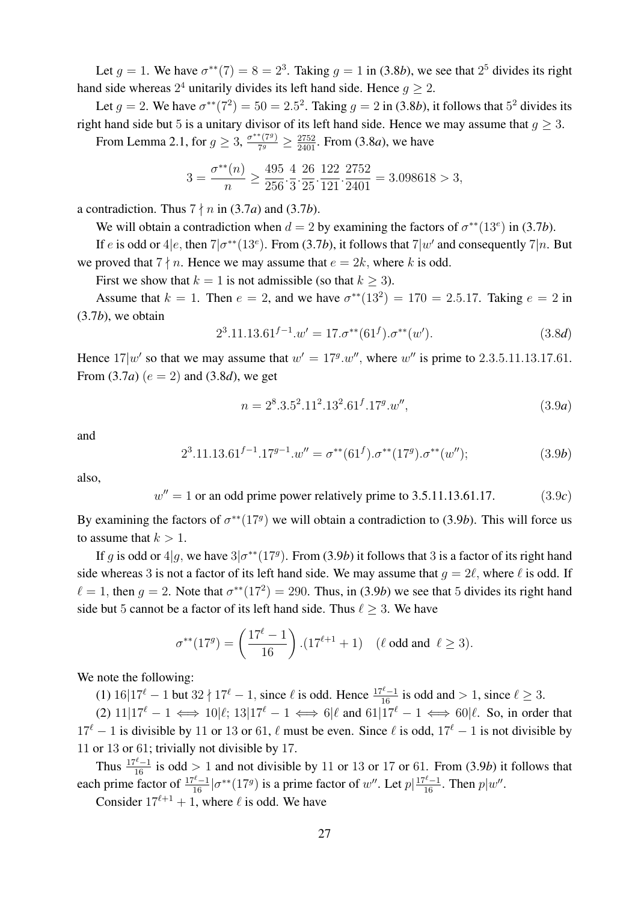Let $g = 1$. We have $\sigma^{**}(7) = 8 = 2^3$. Taking $g = 1$ in (3.8*b*), we see that $2^5$ divides its right hand side whereas $2^4$ unitarily divides its left hand side. Hence $g \geq 2$.

Let $g = 2$. We have $\sigma^{**}(7^2) = 50 = 2.5^2$. Taking $g = 2$ in (3.8*b*), it follows that $5^2$ divides its right hand side but $5$ is a unitary divisor of its left hand side. Hence we may assume that $g \geq 3$.

From Lemma 2.1, for $g \geq 3$, $\frac{\sigma^{**}(7^g)}{7^g} \geq \frac{2752}{2401}$. From (3.8*a*), we have

$$3 = \frac{\sigma^{**}(n)}{n} \geq \frac{495}{256}.\frac{4}{3}.\frac{26}{25}.\frac{122}{121}.\frac{2752}{2401} = 3.098618 > 3,$$

a contradiction. Thus $7 \nmid n$ in (3.7*a*) and (3.7*b*).

We will obtain a contradiction when $d = 2$ by examining the factors of $\sigma^{**}(13^e)$ in (3.7*b*).

If $e$ is odd or $4|e$, then $7|\sigma^{**}(13^e)$. From (3.7*b*), it follows that $7|w'$ and consequently $7|n$. But we proved that $7 \nmid n$. Hence we may assume that $e = 2k$, where $k$ is odd.

First we show that $k = 1$ is not admissible (so that $k \geq 3$).

Assume that $k = 1$. Then $e = 2$, and we have $\sigma^{**}(13^2) = 170 = 2.5.17$. Taking $e = 2$ in (3.7*b*), we obtain

$$2^3.11.13.61^{f-1}.w' = 17.\sigma^{**}(61^f).\sigma^{**}(w'). \tag{3.8$d$}$$

Hence $17|w'$ so that we may assume that $w' = 17^g.w''$, where $w''$ is prime to $2.3.5.11.13.17.61$. From (3.7*a*) ($e = 2$) and (3.8*d*), we get

$$n = 2^8.3.5^2.11^2.13^2.61^f.17^g.w'', \tag{3.9$a$}$$

and

$$2^3.11.13.61^{f-1}.17^{g-1}.w'' = \sigma^{**}(61^f).\sigma^{**}(17^g).\sigma^{**}(w''); \tag{3.9$b$}$$

also,

$$w'' = 1 \text{ or an odd prime power relatively prime to } 3.5.11.13.61.17. \tag{3.9$c$}$$

By examining the factors of $\sigma^{**}(17^g)$ we will obtain a contradiction to (3.9*b*). This will force us to assume that $k > 1$.

If $g$ is odd or $4|g$, we have $3|\sigma^{**}(17^g)$. From (3.9*b*) it follows that $3$ is a factor of its right hand side whereas $3$ is not a factor of its left hand side. We may assume that $g = 2\ell$, where $\ell$ is odd. If $\ell = 1$, then $g = 2$. Note that $\sigma^{**}(17^2) = 290$. Thus, in (3.9*b*) we see that $5$ divides its right hand side but $5$ cannot be a factor of its left hand side. Thus $\ell \geq 3$. We have

$$\sigma^{**}(17^g) = \left(\frac{17^\ell - 1}{16}\right).(17^{\ell+1} + 1) \quad (\ell \text{ odd and } \ell \geq 3).$$

We note the following:

(1) $16|17^\ell - 1$ but $32 \nmid 17^\ell - 1$, since $\ell$ is odd. Hence $\frac{17^\ell - 1}{16}$ is odd and $> 1$, since $\ell \geq 3$.

(2) $11|17^\ell - 1 \iff 10|\ell$; $13|17^\ell - 1 \iff 6|\ell$ and $61|17^\ell - 1 \iff 60|\ell$. So, in order that $17^\ell - 1$ is divisible by $11$ or $13$ or $61$, $\ell$ must be even. Since $\ell$ is odd, $17^\ell - 1$ is not divisible by $11$ or $13$ or $61$; trivially not divisible by $17$.

Thus $\frac{17^\ell - 1}{16}$ is odd $> 1$ and not divisible by $11$ or $13$ or $17$ or $61$. From (3.9*b*) it follows that each prime factor of $\frac{17^\ell - 1}{16}|\sigma^{**}(17^g)$ is a prime factor of $w''$. Let $p|\frac{17^\ell - 1}{16}$. Then $p|w''$.

Consider $17^{\ell+1} + 1$, where $\ell$ is odd. We have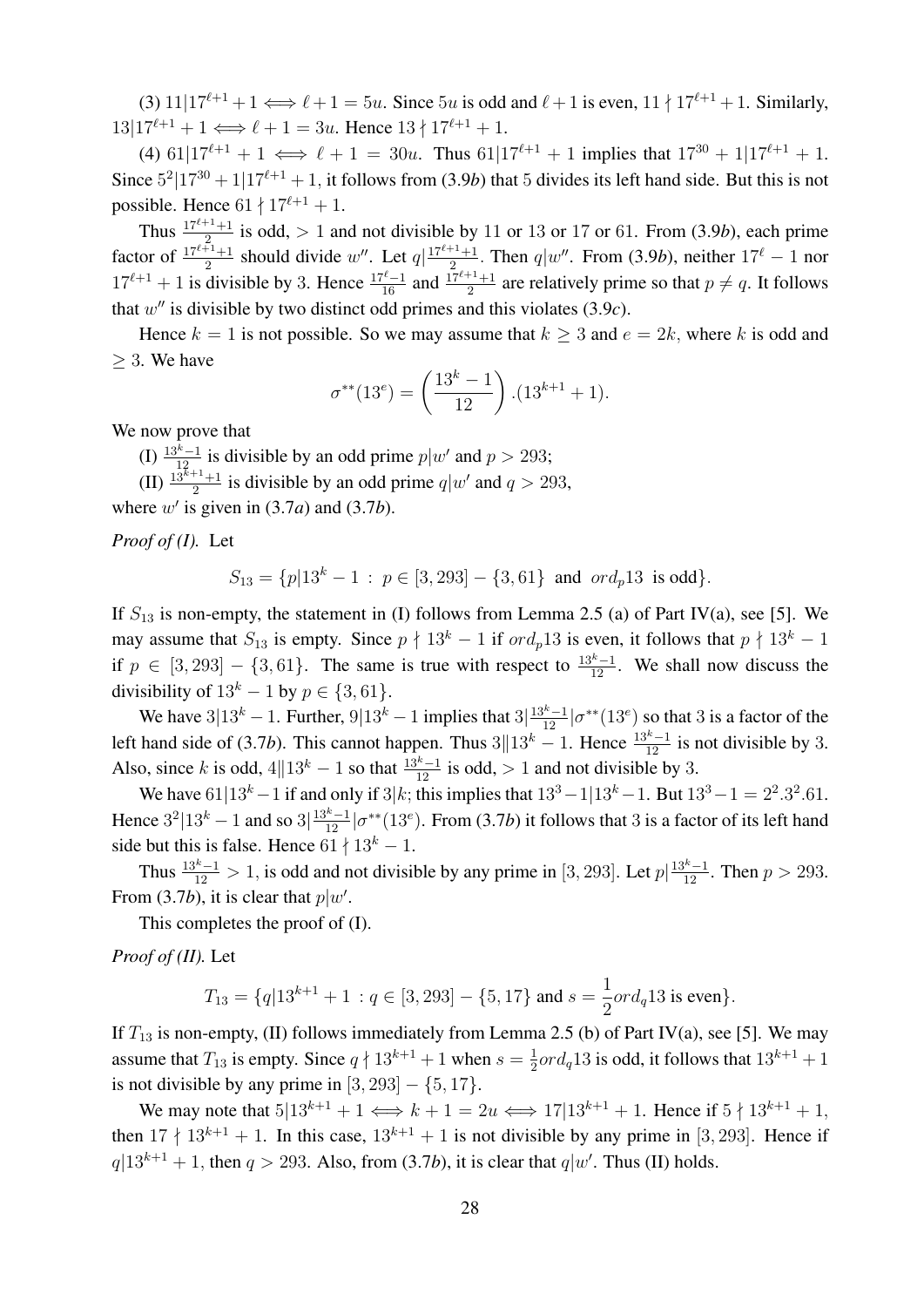(3) $11|17^{\ell+1}+1 \iff \ell+1 = 5u$. Since $5u$ is odd and $\ell+1$ is even, $11 \nmid 17^{\ell+1}+1$. Similarly, $13|17^{\ell+1}+1 \iff \ell+1 = 3u$. Hence $13 \nmid 17^{\ell+1}+1$.

(4) $61|17^{\ell+1}+1 \iff \ell+1 = 30u$. Thus $61|17^{\ell+1}+1$ implies that $17^{30}+1|17^{\ell+1}+1$. Since $5^2|17^{30}+1|17^{\ell+1}+1$, it follows from (3.9*b*) that 5 divides its left hand side. But this is not possible. Hence $61 \nmid 17^{\ell+1}+1$.

Thus $\frac{17^{\ell+1}+1}{2}$ is odd, $> 1$ and not divisible by 11 or 13 or 17 or 61. From (3.9*b*), each prime factor of $\frac{17^{\ell+1}+1}{2}$ should divide $w''$. Let $q|\frac{17^{\ell+1}+1}{2}$. Then $q|w''$. From (3.9*b*), neither $17^{\ell}-1$ nor $17^{\ell+1}+1$ is divisible by 3. Hence $\frac{17^{\ell}-1}{16}$ and $\frac{17^{\ell+1}+1}{2}$ are relatively prime so that $p \neq q$. It follows that $w''$ is divisible by two distinct odd primes and this violates (3.9*c*).

Hence $k = 1$ is not possible. So we may assume that $k \geq 3$ and $e = 2k$, where $k$ is odd and $\geq 3$. We have

$$\sigma^{**}(13^e) = \left(\frac{13^k-1}{12}\right).(13^{k+1}+1).$$

We now prove that

(I) $\frac{13^k-1}{12}$ is divisible by an odd prime $p|w'$ and $p > 293$;

(II) $\frac{13^{k+1}+1}{2}$ is divisible by an odd prime $q|w'$ and $q > 293$,

where $w'$ is given in (3.7*a*) and (3.7*b*).

*Proof of (I).* Let

$$S_{13} = \{p|13^k-1 \ : \ p \in [3,293]-\{3,61\} \text{ and } ord_p 13 \text{ is odd}\}.$$

If $S_{13}$ is non-empty, the statement in (I) follows from Lemma 2.5 (a) of Part IV(a), see [5]. We may assume that $S_{13}$ is empty. Since $p \nmid 13^k-1$ if $ord_p 13$ is even, it follows that $p \nmid 13^k-1$ if $p \in [3,293]-\{3,61\}$. The same is true with respect to $\frac{13^k-1}{12}$. We shall now discuss the divisibility of $13^k-1$ by $p \in \{3,61\}$.

We have $3|13^k-1$. Further, $9|13^k-1$ implies that $3|\frac{13^k-1}{12}|\sigma^{**}(13^e)$ so that 3 is a factor of the left hand side of (3.7*b*). This cannot happen. Thus $3\|13^k-1$. Hence $\frac{13^k-1}{12}$ is not divisible by 3. Also, since $k$ is odd, $4\|13^k-1$ so that $\frac{13^k-1}{12}$ is odd, $> 1$ and not divisible by 3.

We have $61|13^k-1$ if and only if $3|k$; this implies that $13^3-1|13^k-1$. But $13^3-1 = 2^2.3^2.61$. Hence $3^2|13^k-1$ and so $3|\frac{13^k-1}{12}|\sigma^{**}(13^e)$. From (3.7*b*) it follows that 3 is a factor of its left hand side but this is false. Hence $61 \nmid 13^k-1$.

Thus $\frac{13^k-1}{12} > 1$, is odd and not divisible by any prime in $[3,293]$. Let $p|\frac{13^k-1}{12}$. Then $p > 293$. From (3.7*b*), it is clear that $p|w'$.

This completes the proof of (I).

*Proof of (II).* Let

$$T_{13} = \{q|13^{k+1}+1 \ : q \in [3,293]-\{5,17\} \text{ and } s = \frac{1}{2}ord_q 13 \text{ is even}\}.$$

If $T_{13}$ is non-empty, (II) follows immediately from Lemma 2.5 (b) of Part IV(a), see [5]. We may assume that $T_{13}$ is empty. Since $q \nmid 13^{k+1}+1$ when $s = \frac{1}{2}ord_q 13$ is odd, it follows that $13^{k+1}+1$ is not divisible by any prime in $[3,293]-\{5,17\}$.

We may note that $5|13^{k+1}+1 \iff k+1 = 2u \iff 17|13^{k+1}+1$. Hence if $5 \nmid 13^{k+1}+1$, then $17 \nmid 13^{k+1}+1$. In this case, $13^{k+1}+1$ is not divisible by any prime in $[3,293]$. Hence if $q|13^{k+1}+1$, then $q > 293$. Also, from (3.7*b*), it is clear that $q|w'$. Thus (II) holds.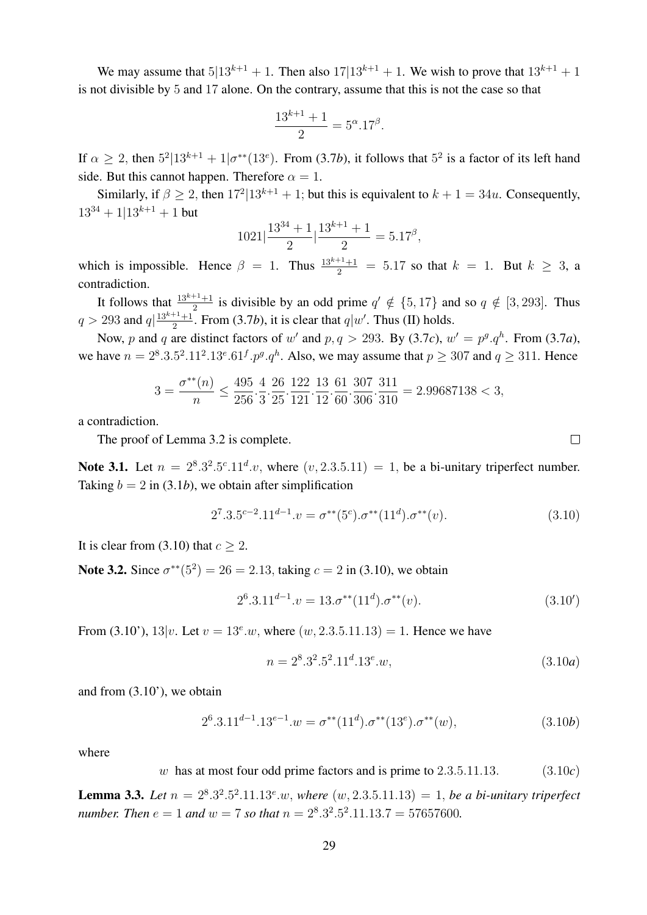We may assume that $5|13^{k+1}+1$. Then also $17|13^{k+1}+1$. We wish to prove that $13^{k+1}+1$ is not divisible by 5 and 17 alone. On the contrary, assume that this is not the case so that

$$\frac{13^{k+1}+1}{2} = 5^{\alpha}.17^{\beta}.$$

If $\alpha \geq 2$, then $5^2|13^{k+1}+1|\sigma^{**}(13^e)$. From (3.7$b$), it follows that $5^2$ is a factor of its left hand side. But this cannot happen. Therefore $\alpha = 1$.

Similarly, if $\beta \geq 2$, then $17^2|13^{k+1}+1$; but this is equivalent to $k+1 = 34u$. Consequently, $13^{34}+1|13^{k+1}+1$ but

$$1021|\frac{13^{34}+1}{2}|\frac{13^{k+1}+1}{2} = 5.17^{\beta},$$

which is impossible. Hence $\beta = 1$. Thus $\frac{13^{k+1}+1}{2} = 5.17$ so that $k = 1$. But $k \geq 3$, a contradiction.

It follows that $\frac{13^{k+1}+1}{2}$ is divisible by an odd prime $q' \notin \{5, 17\}$ and so $q \notin [3, 293]$. Thus $q > 293$ and $q|\frac{13^{k+1}+1}{2}$. From (3.7$b$), it is clear that $q|w'$. Thus (II) holds.

Now, $p$ and $q$ are distinct factors of $w'$ and $p, q > 293$. By (3.7$c$), $w' = p^g.q^h$. From (3.7$a$), we have $n = 2^8.3.5^2.11^2.13^e.61^f.p^g.q^h$. Also, we may assume that $p \geq 307$ and $q \geq 311$. Hence

$$3 = \frac{\sigma^{**}(n)}{n} \leq \frac{495}{256}.\frac{4}{3}.\frac{26}{25}.\frac{122}{121}.\frac{13}{12}.\frac{61}{60}.\frac{307}{306}.\frac{311}{310} = 2.99687138 < 3,$$

a contradiction.

The proof of Lemma 3.2 is complete. □

**Note 3.1.** Let $n = 2^8.3^2.5^c.11^d.v$, where $(v, 2.3.5.11) = 1$, be a bi-unitary triperfect number. Taking $b = 2$ in (3.1$b$), we obtain after simplification

$$2^7.3.5^{c-2}.11^{d-1}.v = \sigma^{**}(5^c).\sigma^{**}(11^d).\sigma^{**}(v). \tag{3.10}$$

It is clear from (3.10) that $c \geq 2$.

**Note 3.2.** Since $\sigma^{**}(5^2) = 26 = 2.13$, taking $c = 2$ in (3.10), we obtain

$$2^6.3.11^{d-1}.v = 13.\sigma^{**}(11^d).\sigma^{**}(v). \tag{3.10'}$$

From (3.10'), $13|v$. Let $v = 13^e.w$, where $(w, 2.3.5.11.13) = 1$. Hence we have

$$n = 2^8.3^2.5^2.11^d.13^e.w, \tag{3.10$a$}$$

and from (3.10'), we obtain

$$2^6.3.11^{d-1}.13^{e-1}.w = \sigma^{**}(11^d).\sigma^{**}(13^e).\sigma^{**}(w), \tag{3.10$b$}$$

where

$$w \text{ has at most four odd prime factors and is prime to } 2.3.5.11.13. \tag{3.10$c$}$$

**Lemma 3.3.** *Let $n = 2^8.3^2.5^2.11.13^e.w$, where $(w, 2.3.5.11.13) = 1$, be a bi-unitary triperfect number. Then $e = 1$ and $w = 7$ so that $n = 2^8.3^2.5^2.11.13.7 = 57657600$.*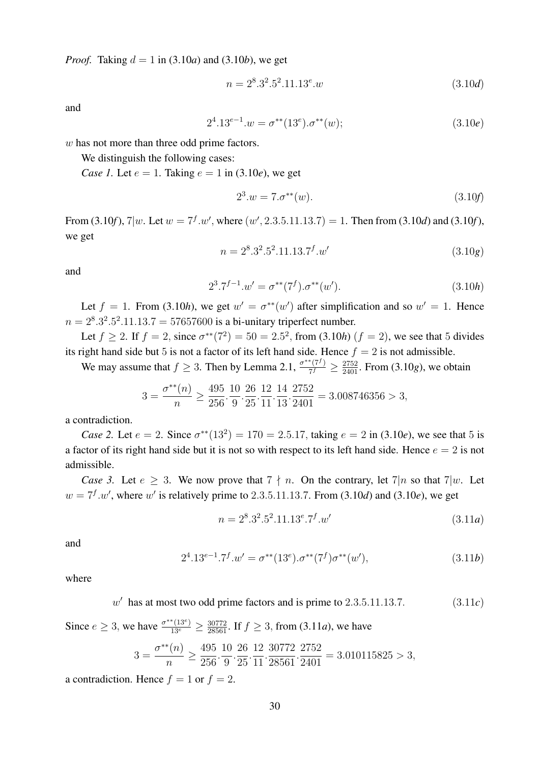*Proof.* Taking $d = 1$ in (3.10*a*) and (3.10*b*), we get

$$n = 2^8.3^2.5^2.11.13^e.w \tag{3.10$d$}$$

and

$$2^4.13^{e-1}.w = \sigma^{**}(13^e).\sigma^{**}(w); \tag{3.10$e$}$$

$w$ has not more than three odd prime factors.

We distinguish the following cases:

*Case 1.* Let $e = 1$. Taking $e = 1$ in (3.10*e*), we get

$$2^3.w = 7.\sigma^{**}(w). \tag{3.10$f$}$$

From (3.10*f*), $7|w$. Let $w = 7^f.w'$, where $(w', 2.3.5.11.13.7) = 1$. Then from (3.10*d*) and (3.10*f*), we get

$$n = 2^8.3^2.5^2.11.13.7^f.w' \tag{3.10$g$}$$

and

$$2^3.7^{f-1}.w' = \sigma^{**}(7^f).\sigma^{**}(w'). \tag{3.10$h$}$$

Let $f = 1$. From (3.10*h*), we get $w' = \sigma^{**}(w')$ after simplification and so $w' = 1$. Hence $n = 2^8.3^2.5^2.11.13.7 = 57657600$ is a bi-unitary triperfect number.

Let $f \geq 2$. If $f = 2$, since $\sigma^{**}(7^2) = 50 = 2.5^2$, from (3.10*h*) ($f = 2$), we see that 5 divides its right hand side but 5 is not a factor of its left hand side. Hence $f = 2$ is not admissible.

We may assume that $f \geq 3$. Then by Lemma 2.1, $\frac{\sigma^{**}(7^f)}{7^f} \geq \frac{2752}{2401}$. From (3.10*g*), we obtain

$$3 = \frac{\sigma^{**}(n)}{n} \geq \frac{495}{256}.\frac{10}{9}.\frac{26}{25}.\frac{12}{11}.\frac{14}{13}.\frac{2752}{2401} = 3.008746356 > 3,$$

a contradiction.

*Case 2.* Let $e = 2$. Since $\sigma^{**}(13^2) = 170 = 2.5.17$, taking $e = 2$ in (3.10*e*), we see that 5 is a factor of its right hand side but it is not so with respect to its left hand side. Hence $e = 2$ is not admissible.

*Case 3.* Let $e \geq 3$. We now prove that $7 \nmid n$. On the contrary, let $7|n$ so that $7|w$. Let $w = 7^f.w'$, where $w'$ is relatively prime to $2.3.5.11.13.7$. From (3.10*d*) and (3.10*e*), we get

$$n = 2^8.3^2.5^2.11.13^e.7^f.w' \tag{3.11$a$}$$

and

$$2^4.13^{e-1}.7^f.w' = \sigma^{**}(13^e).\sigma^{**}(7^f)\sigma^{**}(w'), \tag{3.11$b$}$$

where

$$w' \text{ has at most two odd prime factors and is prime to } 2.3.5.11.13.7. \tag{3.11$c$}$$

Since $e \geq 3$, we have $\frac{\sigma^{**}(13^e)}{13^e} \geq \frac{30772}{28561}$. If $f \geq 3$, from (3.11*a*), we have

$$3 = \frac{\sigma^{**}(n)}{n} \geq \frac{495}{256}.\frac{10}{9}.\frac{26}{25}.\frac{12}{11}.\frac{30772}{28561}.\frac{2752}{2401} = 3.010115825 > 3,$$

a contradiction. Hence $f = 1$ or $f = 2$.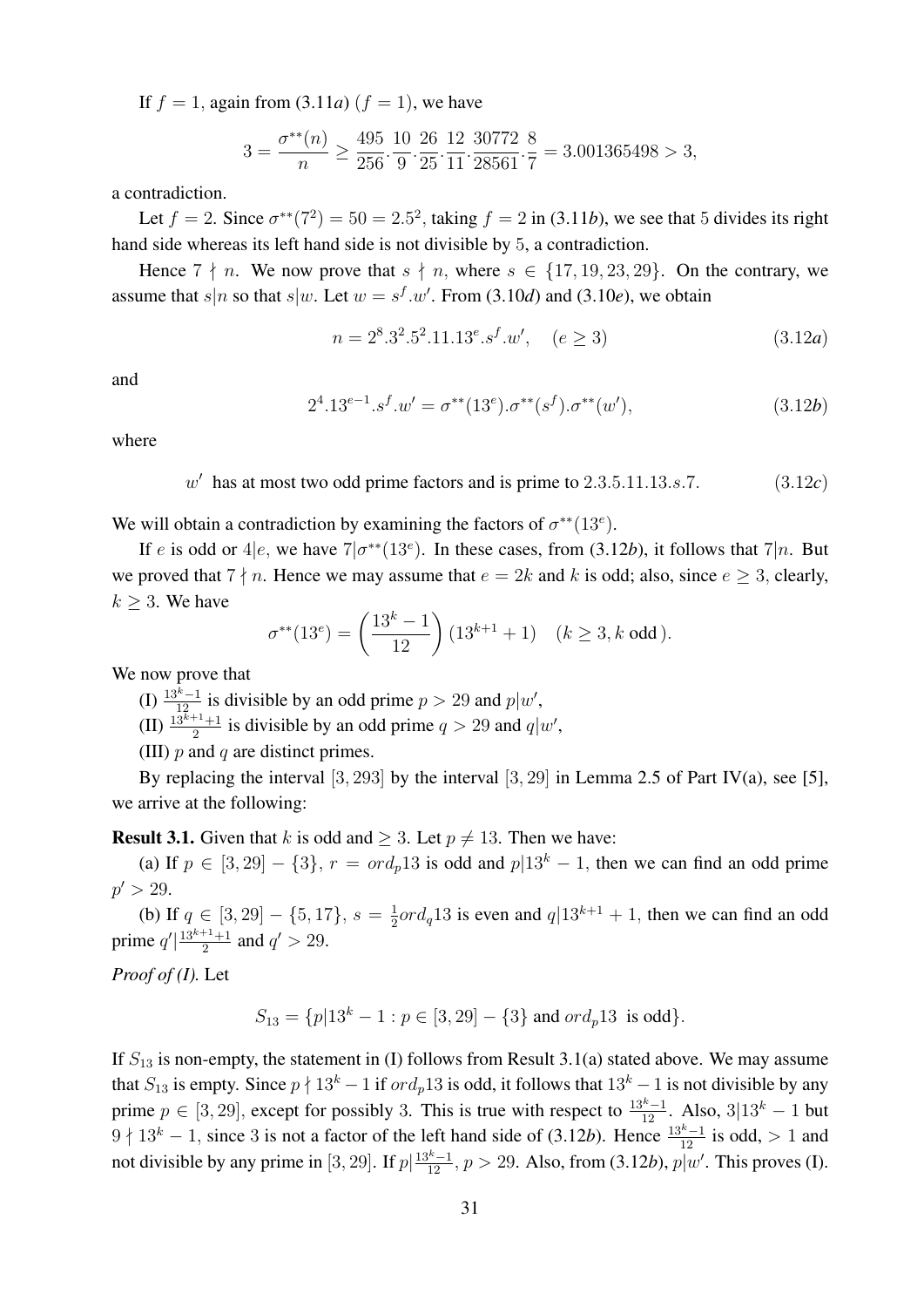If $f = 1$, again from (3.11*a*) ($f = 1$), we have

$$3 = \frac{\sigma^{**}(n)}{n} \geq \frac{495}{256}.\frac{10}{9}.\frac{26}{25}.\frac{12}{11}.\frac{30772}{28561}.\frac{8}{7} = 3.001365498 > 3,$$

a contradiction.

Let $f = 2$. Since $\sigma^{**}(7^2) = 50 = 2.5^2$, taking $f = 2$ in (3.11*b*), we see that 5 divides its right hand side whereas its left hand side is not divisible by 5, a contradiction.

Hence $7 \nmid n$. We now prove that $s \nmid n$, where $s \in \{17, 19, 23, 29\}$. On the contrary, we assume that $s|n$ so that $s|w$. Let $w = s^f.w'$. From (3.10*d*) and (3.10*e*), we obtain

$$n = 2^8.3^2.5^2.11.13^e.s^f.w', \quad (e \geq 3) \tag{3.12a}$$

and

$$2^4.13^{e-1}.s^f.w' = \sigma^{**}(13^e).\sigma^{**}(s^f).\sigma^{**}(w'), \tag{3.12b}$$

where

$$w' \text{ has at most two odd prime factors and is prime to } 2.3.5.11.13.s.7. \tag{3.12c}$$

We will obtain a contradiction by examining the factors of $\sigma^{**}(13^e)$.

If $e$ is odd or $4|e$, we have $7|\sigma^{**}(13^e)$. In these cases, from (3.12*b*), it follows that $7|n$. But we proved that $7 \nmid n$. Hence we may assume that $e = 2k$ and $k$ is odd; also, since $e \geq 3$, clearly, $k \geq 3$. We have

$$\sigma^{**}(13^e) = \left(\frac{13^k - 1}{12}\right)(13^{k+1} + 1) \quad (k \geq 3, k \text{ odd}).$$

We now prove that

(I) $\frac{13^k-1}{12}$ is divisible by an odd prime $p > 29$ and $p|w'$,

(II) $\frac{13^{k+1}+1}{2}$ is divisible by an odd prime $q > 29$ and $q|w'$,

(III) $p$ and $q$ are distinct primes.

By replacing the interval $[3, 293]$ by the interval $[3, 29]$ in Lemma 2.5 of Part IV(a), see [5], we arrive at the following:

**Result 3.1.** Given that $k$ is odd and $\geq 3$. Let $p \neq 13$. Then we have:

(a) If $p \in [3, 29] - \{3\}$, $r = ord_p 13$ is odd and $p|13^k - 1$, then we can find an odd prime $p' > 29$.

(b) If $q \in [3, 29] - \{5, 17\}$, $s = \frac{1}{2} ord_q 13$ is even and $q|13^{k+1} + 1$, then we can find an odd prime $q' | \frac{13^{k+1}+1}{2}$ and $q' > 29$.

*Proof of (I).* Let

$$S_{13} = \{p|13^k - 1 : p \in [3, 29] - \{3\} \text{ and } ord_p 13 \text{ is odd}\}.$$

If $S_{13}$ is non-empty, the statement in (I) follows from Result 3.1(a) stated above. We may assume that $S_{13}$ is empty. Since $p \nmid 13^k - 1$ if $ord_p 13$ is odd, it follows that $13^k - 1$ is not divisible by any prime $p \in [3, 29]$, except for possibly 3. This is true with respect to $\frac{13^k-1}{12}$. Also, $3|13^k - 1$ but $9 \nmid 13^k - 1$, since 3 is not a factor of the left hand side of (3.12*b*). Hence $\frac{13^k-1}{12}$ is odd, $> 1$ and not divisible by any prime in $[3, 29]$. If $p|\frac{13^k-1}{12}$, $p > 29$. Also, from (3.12*b*), $p|w'$. This proves (I).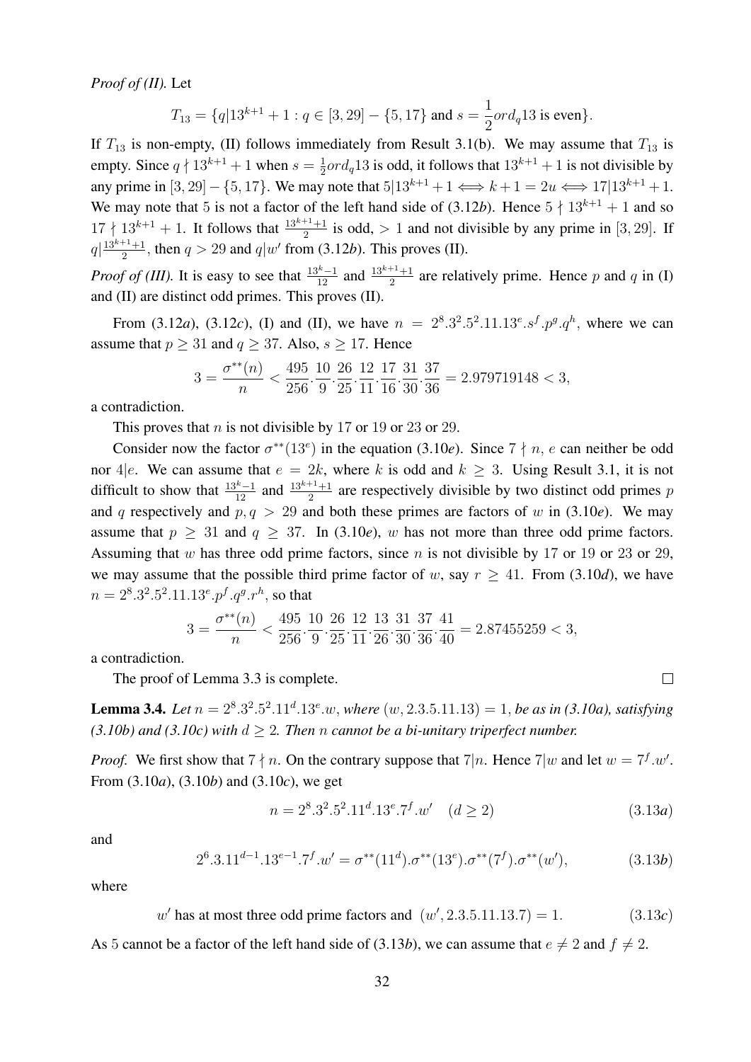*Proof of (II).* Let

$$T_{13} = \{q | 13^{k+1} + 1 : q \in [3, 29] - \{5, 17\} \text{ and } s = \frac{1}{2} ord_q 13 \text{ is even}\}.$$

If $T_{13}$ is non-empty, (II) follows immediately from Result 3.1(b). We may assume that $T_{13}$ is empty. Since $q \nmid 13^{k+1} + 1$ when $s = \frac{1}{2} ord_q 13$ is odd, it follows that $13^{k+1} + 1$ is not divisible by any prime in $[3, 29] - \{5, 17\}$. We may note that $5 | 13^{k+1} + 1 \iff k + 1 = 2u \iff 17 | 13^{k+1} + 1$. We may note that 5 is not a factor of the left hand side of (3.12*b*). Hence $5 \nmid 13^{k+1} + 1$ and so $17 \nmid 13^{k+1} + 1$. It follows that $\frac{13^{k+1}+1}{2}$ is odd, $> 1$ and not divisible by any prime in $[3, 29]$. If $q | \frac{13^{k+1}+1}{2}$, then $q > 29$ and $q | w'$ from (3.12*b*). This proves (II).

*Proof of (III).* It is easy to see that $\frac{13^k - 1}{12}$ and $\frac{13^{k+1}+1}{2}$ are relatively prime. Hence $p$ and $q$ in (I) and (II) are distinct odd primes. This proves (II).

From (3.12*a*), (3.12*c*), (I) and (II), we have $n = 2^8.3^2.5^2.11.13^e.s^f.p^g.q^h$, where we can assume that $p \geq 31$ and $q \geq 37$. Also, $s \geq 17$. Hence

$$3 = \frac{\sigma^{**}(n)}{n} < \frac{495}{256}.\frac{10}{9}.\frac{26}{25}.\frac{12}{11}.\frac{17}{16}.\frac{31}{30}.\frac{37}{36} = 2.979719148 < 3,$$

a contradiction.

This proves that $n$ is not divisible by 17 or 19 or 23 or 29.

Consider now the factor $\sigma^{**}(13^e)$ in the equation (3.10*e*). Since $7 \nmid n$, $e$ can neither be odd nor $4|e$. We can assume that $e = 2k$, where $k$ is odd and $k \geq 3$. Using Result 3.1, it is not difficult to show that $\frac{13^k-1}{12}$ and $\frac{13^{k+1}+1}{2}$ are respectively divisible by two distinct odd primes $p$ and $q$ respectively and $p, q > 29$ and both these primes are factors of $w$ in (3.10*e*). We may assume that $p \geq 31$ and $q \geq 37$. In (3.10*e*), $w$ has not more than three odd prime factors. Assuming that $w$ has three odd prime factors, since $n$ is not divisible by 17 or 19 or 23 or 29, we may assume that the possible third prime factor of $w$, say $r \geq 41$. From (3.10*d*), we have $n = 2^8.3^2.5^2.11.13^e.p^f.q^g.r^h$, so that

$$3 = \frac{\sigma^{**}(n)}{n} < \frac{495}{256}.\frac{10}{9}.\frac{26}{25}.\frac{12}{11}.\frac{13}{26}.\frac{31}{30}.\frac{37}{36}.\frac{41}{40} = 2.87455259 < 3,$$

a contradiction.

The proof of Lemma 3.3 is complete. □

**Lemma 3.4.** *Let $n = 2^8.3^2.5^2.11^d.13^e.w$, where $(w, 2.3.5.11.13) = 1$, be as in (3.10a), satisfying (3.10b) and (3.10c) with $d \geq 2$. Then $n$ cannot be a bi-unitary triperfect number.*

*Proof.* We first show that $7 \nmid n$. On the contrary suppose that $7|n$. Hence $7|w$ and let $w = 7^f.w'$. From (3.10*a*), (3.10*b*) and (3.10*c*), we get

$$n = 2^8.3^2.5^2.11^d.13^e.7^f.w' \quad (d \geq 2) \tag{3.13a}$$

and

$$2^6.3.11^{d-1}.13^{e-1}.7^f.w' = \sigma^{**}(11^d).\sigma^{**}(13^e).\sigma^{**}(7^f).\sigma^{**}(w'), \tag{3.13b}$$

where

$$w' \text{ has at most three odd prime factors and } (w', 2.3.5.11.13.7) = 1. \tag{3.13c}$$

As 5 cannot be a factor of the left hand side of (3.13*b*), we can assume that $e \neq 2$ and $f \neq 2$.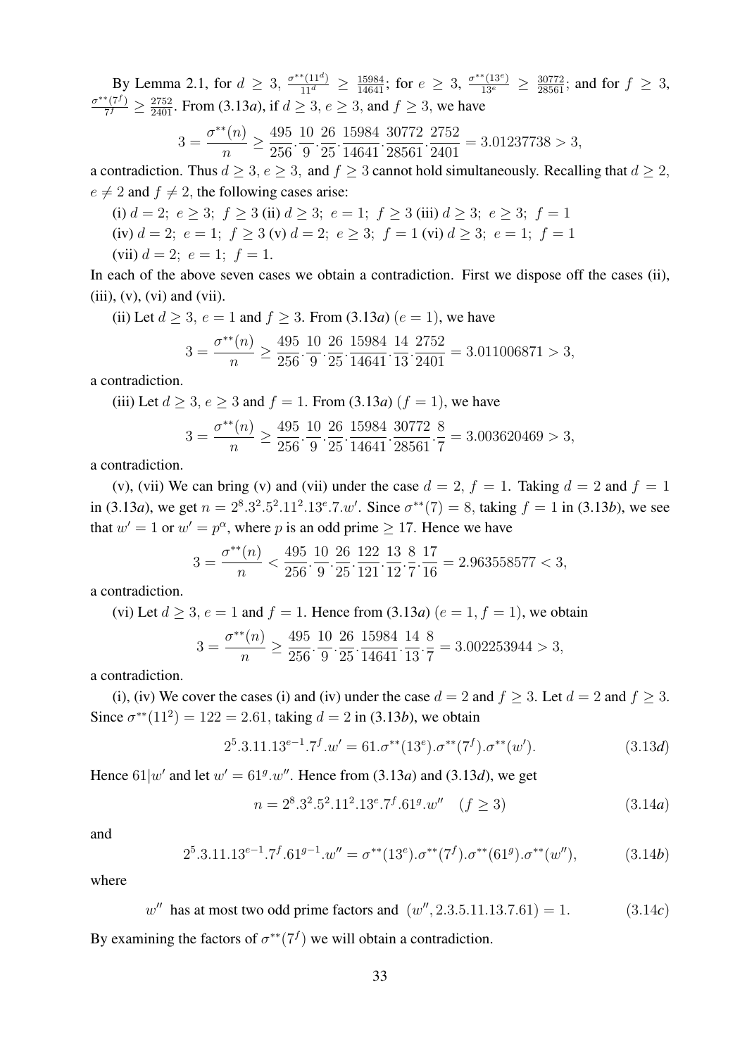By Lemma 2.1, for $d \geq 3$, $\frac{\sigma^{**}(11^d)}{11^d} \geq \frac{15984}{14641}$; for $e \geq 3$, $\frac{\sigma^{**}(13^e)}{13^e} \geq \frac{30772}{28561}$; and for $f \geq 3$, $\frac{\sigma^{**}(7^f)}{7^f} \geq \frac{2752}{2401}$. From (3.13*a*), if $d \geq 3$, $e \geq 3$, and $f \geq 3$, we have

$$3 = \frac{\sigma^{**}(n)}{n} \geq \frac{495}{256}.\frac{10}{9}.\frac{26}{25}.\frac{15984}{14641}.\frac{30772}{28561}.\frac{2752}{2401} = 3.01237738 > 3,$$

a contradiction. Thus $d \geq 3$, $e \geq 3$, and $f \geq 3$ cannot hold simultaneously. Recalling that $d \geq 2$, $e \neq 2$ and $f \neq 2$, the following cases arise:

(i) $d = 2;\ e \geq 3;\ f \geq 3$ (ii) $d \geq 3;\ e = 1;\ f \geq 3$ (iii) $d \geq 3;\ e \geq 3;\ f = 1$

(iv) $d = 2;\ e = 1;\ f \geq 3$ (v) $d = 2;\ e \geq 3;\ f = 1$ (vi) $d \geq 3;\ e = 1;\ f = 1$

(vii) $d = 2;\ e = 1;\ f = 1$.

In each of the above seven cases we obtain a contradiction. First we dispose off the cases (ii), (iii), (v), (vi) and (vii).

(ii) Let $d \geq 3$, $e = 1$ and $f \geq 3$. From (3.13*a*) ($e = 1$), we have

$$3 = \frac{\sigma^{**}(n)}{n} \geq \frac{495}{256}.\frac{10}{9}.\frac{26}{25}.\frac{15984}{14641}.\frac{14}{13}.\frac{2752}{2401} = 3.011006871 > 3,$$

a contradiction.

(iii) Let $d \geq 3$, $e \geq 3$ and $f = 1$. From (3.13*a*) ($f = 1$), we have

$$3 = \frac{\sigma^{**}(n)}{n} \geq \frac{495}{256}.\frac{10}{9}.\frac{26}{25}.\frac{15984}{14641}.\frac{30772}{28561}.\frac{8}{7} = 3.003620469 > 3,$$

a contradiction.

(v), (vii) We can bring (v) and (vii) under the case $d = 2$, $f = 1$. Taking $d = 2$ and $f = 1$ in (3.13*a*), we get $n = 2^8.3^2.5^2.11^2.13^e.7.w'$. Since $\sigma^{**}(7) = 8$, taking $f = 1$ in (3.13*b*), we see that $w' = 1$ or $w' = p^\alpha$, where $p$ is an odd prime $\geq 17$. Hence we have

$$3 = \frac{\sigma^{**}(n)}{n} < \frac{495}{256}.\frac{10}{9}.\frac{26}{25}.\frac{122}{121}.\frac{13}{12}.\frac{8}{7}.\frac{17}{16} = 2.963558577 < 3,$$

a contradiction.

(vi) Let $d \geq 3$, $e = 1$ and $f = 1$. Hence from (3.13*a*) ($e = 1, f = 1$), we obtain

$$3 = \frac{\sigma^{**}(n)}{n} \geq \frac{495}{256}.\frac{10}{9}.\frac{26}{25}.\frac{15984}{14641}.\frac{14}{13}.\frac{8}{7} = 3.002253944 > 3,$$

a contradiction.

(i), (iv) We cover the cases (i) and (iv) under the case $d = 2$ and $f \geq 3$. Let $d = 2$ and $f \geq 3$. Since $\sigma^{**}(11^2) = 122 = 2.61$, taking $d = 2$ in (3.13*b*), we obtain

$$2^5.3.11.13^{e-1}.7^f.w' = 61.\sigma^{**}(13^e).\sigma^{**}(7^f).\sigma^{**}(w'). \tag{3.13d}$$

Hence $61|w'$ and let $w' = 61^g.w''$. Hence from (3.13*a*) and (3.13*d*), we get

$$n = 2^8.3^2.5^2.11^2.13^e.7^f.61^g.w'' \quad (f \geq 3) \tag{3.14a}$$

and

$$2^5.3.11.13^{e-1}.7^f.61^{g-1}.w'' = \sigma^{**}(13^e).\sigma^{**}(7^f).\sigma^{**}(61^g).\sigma^{**}(w''), \tag{3.14b}$$

where

$$w'' \text{ has at most two odd prime factors and } (w'', 2.3.5.11.13.7.61) = 1. \tag{3.14c}$$

By examining the factors of $\sigma^{**}(7^f)$ we will obtain a contradiction.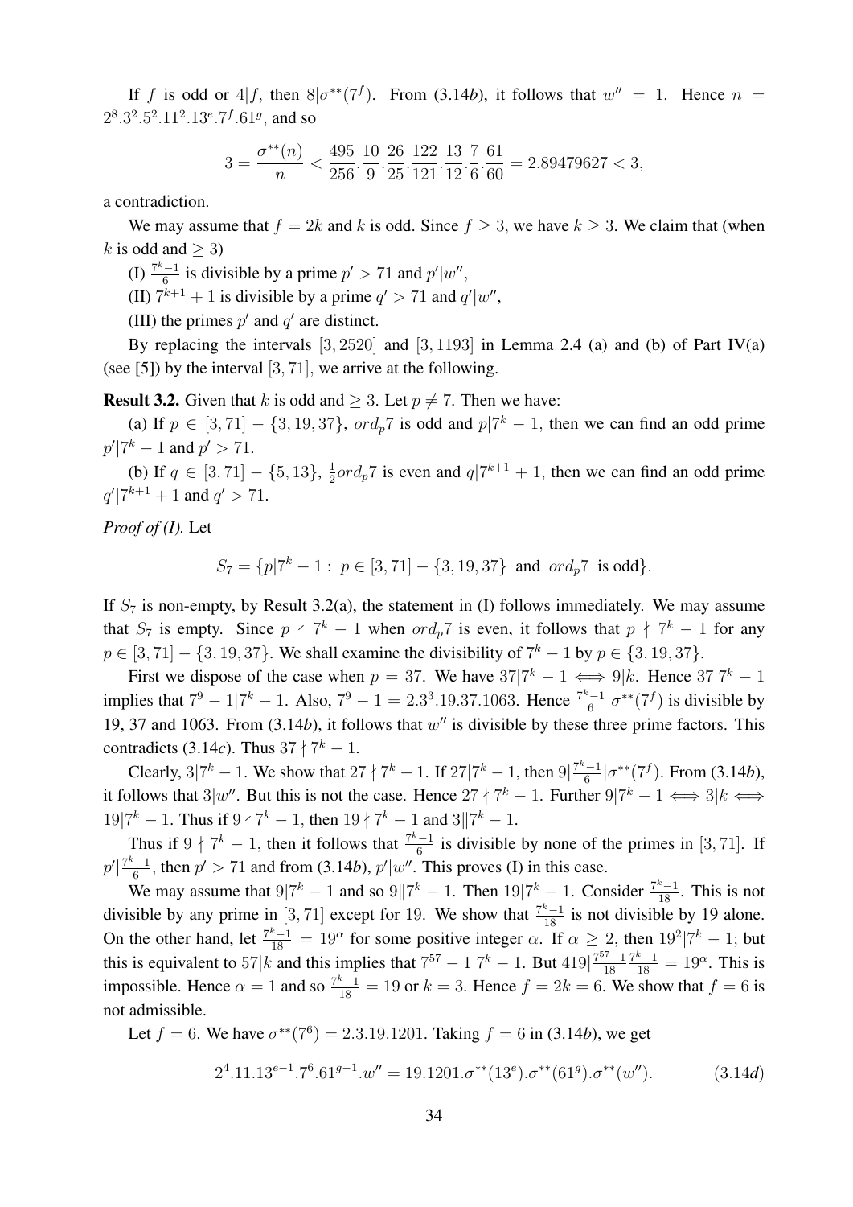If $f$ is odd or $4|f$, then $8|\sigma^{**}(7^f)$. From (3.14*b*), it follows that $w'' = 1$. Hence $n = 2^8.3^2.5^2.11^2.13^e.7^f.61^g$, and so

$$3 = \frac{\sigma^{**}(n)}{n} < \frac{495}{256}.\frac{10}{9}.\frac{26}{25}.\frac{122}{121}.\frac{13}{12}.\frac{7}{6}.\frac{61}{60} = 2.89479627 < 3,$$

a contradiction.

We may assume that $f = 2k$ and $k$ is odd. Since $f \geq 3$, we have $k \geq 3$. We claim that (when $k$ is odd and $\geq 3$)

(I) $\frac{7^k-1}{6}$ is divisible by a prime $p' > 71$ and $p'|w''$,

(II) $7^{k+1}+1$ is divisible by a prime $q' > 71$ and $q'|w''$,

(III) the primes $p'$ and $q'$ are distinct.

By replacing the intervals $[3, 2520]$ and $[3, 1193]$ in Lemma 2.4 (a) and (b) of Part IV(a) (see [5]) by the interval $[3, 71]$, we arrive at the following.

**Result 3.2.** Given that $k$ is odd and $\geq 3$. Let $p \neq 7$. Then we have:

(a) If $p \in [3, 71] - \{3, 19, 37\}$, $ord_p 7$ is odd and $p|7^k - 1$, then we can find an odd prime $p'|7^k - 1$ and $p' > 71$.

(b) If $q \in [3, 71] - \{5, 13\}$, $\frac{1}{2}ord_p 7$ is even and $q|7^{k+1} + 1$, then we can find an odd prime $q'|7^{k+1} + 1$ and $q' > 71$.

*Proof of (I).* Let

$$S_7 = \{p|7^k - 1 : \ p \in [3, 71] - \{3, 19, 37\} \ \text{and} \ ord_p 7 \ \text{is odd}\}.$$

If $S_7$ is non-empty, by Result 3.2(a), the statement in (I) follows immediately. We may assume that $S_7$ is empty. Since $p \nmid 7^k - 1$ when $ord_p 7$ is even, it follows that $p \nmid 7^k - 1$ for any $p \in [3, 71] - \{3, 19, 37\}$. We shall examine the divisibility of $7^k - 1$ by $p \in \{3, 19, 37\}$.

First we dispose of the case when $p = 37$. We have $37|7^k - 1 \iff 9|k$. Hence $37|7^k - 1$ implies that $7^9 - 1|7^k - 1$. Also, $7^9 - 1 = 2.3^3.19.37.1063$. Hence $\frac{7^k-1}{6}|\sigma^{**}(7^f)$ is divisible by 19, 37 and 1063. From (3.14*b*), it follows that $w''$ is divisible by these three prime factors. This contradicts (3.14*c*). Thus $37 \nmid 7^k - 1$.

Clearly, $3|7^k - 1$. We show that $27 \nmid 7^k - 1$. If $27|7^k - 1$, then $9|\frac{7^k-1}{6}|\sigma^{**}(7^f)$. From (3.14*b*), it follows that $3|w''$. But this is not the case. Hence $27 \nmid 7^k - 1$. Further $9|7^k - 1 \iff 3|k \iff 19|7^k - 1$. Thus if $9 \nmid 7^k - 1$, then $19 \nmid 7^k - 1$ and $3\|7^k - 1$.

Thus if $9 \nmid 7^k - 1$, then it follows that $\frac{7^k-1}{6}$ is divisible by none of the primes in $[3, 71]$. If $p'|\frac{7^k-1}{6}$, then $p' > 71$ and from (3.14*b*), $p'|w''$. This proves (I) in this case.

We may assume that $9|7^k - 1$ and so $9\|7^k - 1$. Then $19|7^k - 1$. Consider $\frac{7^k-1}{18}$. This is not divisible by any prime in $[3, 71]$ except for 19. We show that $\frac{7^k-1}{18}$ is not divisible by 19 alone. On the other hand, let $\frac{7^k-1}{18} = 19^\alpha$ for some positive integer $\alpha$. If $\alpha \geq 2$, then $19^2|7^k - 1$; but this is equivalent to $57|k$ and this implies that $7^{57} - 1|7^k - 1$. But $419|\frac{7^{57}-1}{18}\frac{7^k-1}{18} = 19^\alpha$. This is impossible. Hence $\alpha = 1$ and so $\frac{7^k-1}{18} = 19$ or $k = 3$. Hence $f = 2k = 6$. We show that $f = 6$ is not admissible.

Let $f = 6$. We have $\sigma^{**}(7^6) = 2.3.19.1201$. Taking $f = 6$ in (3.14*b*), we get

$$2^4.11.13^{e-1}.7^6.61^{g-1}.w'' = 19.1201.\sigma^{**}(13^e).\sigma^{**}(61^g).\sigma^{**}(w''). \tag{3.14$d$}$$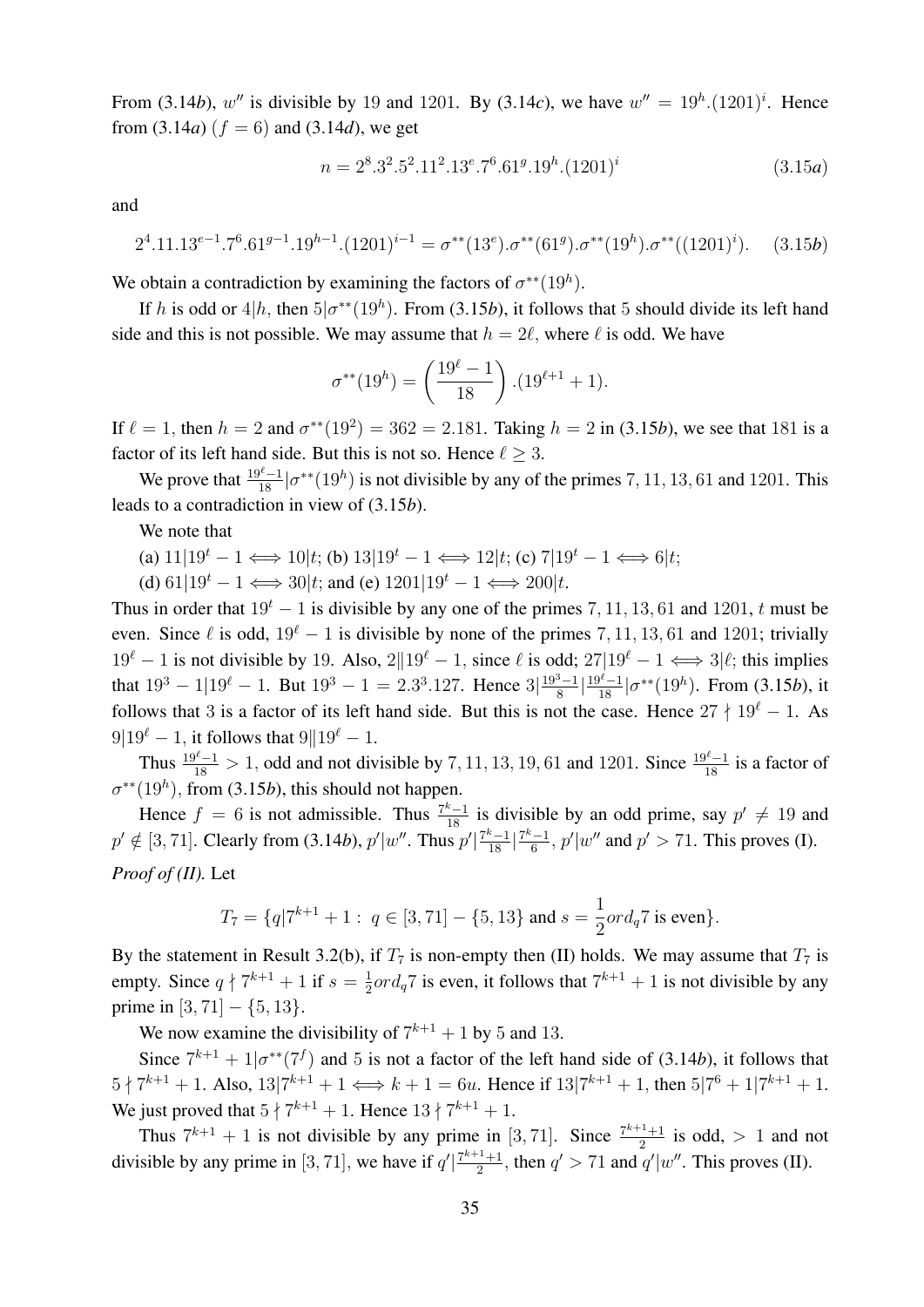From (3.14*b*), $w''$ is divisible by 19 and 1201. By (3.14*c*), we have $w'' = 19^h.(1201)^i$. Hence from (3.14*a*) ($f = 6$) and (3.14*d*), we get

$$n = 2^8.3^2.5^2.11^2.13^e.7^6.61^g.19^h.(1201)^i \tag{3.15a}$$

and

$$2^4.11.13^{e-1}.7^6.61^{g-1}.19^{h-1}.(1201)^{i-1} = \sigma^{**}(13^e).\sigma^{**}(61^g).\sigma^{**}(19^h).\sigma^{**}((1201)^i). \tag{3.15b}$$

We obtain a contradiction by examining the factors of $\sigma^{**}(19^h)$.

If $h$ is odd or $4|h$, then $5|\sigma^{**}(19^h)$. From (3.15*b*), it follows that 5 should divide its left hand side and this is not possible. We may assume that $h = 2\ell$, where $\ell$ is odd. We have

$$\sigma^{**}(19^h) = \left(\frac{19^\ell - 1}{18}\right).(19^{\ell+1} + 1).$$

If $\ell = 1$, then $h = 2$ and $\sigma^{**}(19^2) = 362 = 2.181$. Taking $h = 2$ in (3.15*b*), we see that 181 is a factor of its left hand side. But this is not so. Hence $\ell \geq 3$.

We prove that $\frac{19^\ell - 1}{18}|\sigma^{**}(19^h)$ is not divisible by any of the primes $7, 11, 13, 61$ and 1201. This leads to a contradiction in view of (3.15*b*).

We note that

(a) $11|19^t - 1 \iff 10|t$; (b) $13|19^t - 1 \iff 12|t$; (c) $7|19^t - 1 \iff 6|t$;

(d) $61|19^t - 1 \iff 30|t$; and (e) $1201|19^t - 1 \iff 200|t$.

Thus in order that $19^t - 1$ is divisible by any one of the primes $7, 11, 13, 61$ and 1201, $t$ must be even. Since $\ell$ is odd, $19^\ell - 1$ is divisible by none of the primes $7, 11, 13, 61$ and 1201; trivially $19^\ell - 1$ is not divisible by 19. Also, $2\|19^\ell - 1$, since $\ell$ is odd; $27|19^\ell - 1 \iff 3|\ell$; this implies that $19^3 - 1|19^\ell - 1$. But $19^3 - 1 = 2.3^3.127$. Hence $3|\frac{19^3-1}{8}|\frac{19^\ell-1}{18}|\sigma^{**}(19^h)$. From (3.15*b*), it follows that 3 is a factor of its left hand side. But this is not the case. Hence $27 \nmid 19^\ell - 1$. As $9|19^\ell - 1$, it follows that $9\|19^\ell - 1$.

Thus $\frac{19^\ell-1}{18} > 1$, odd and not divisible by $7, 11, 13, 19, 61$ and 1201. Since $\frac{19^\ell-1}{18}$ is a factor of $\sigma^{**}(19^h)$, from (3.15*b*), this should not happen.

Hence $f = 6$ is not admissible. Thus $\frac{7^k-1}{18}$ is divisible by an odd prime, say $p' \neq 19$ and $p' \notin [3, 71]$. Clearly from (3.14*b*), $p'|w''$. Thus $p'|\frac{7^k-1}{18}|\frac{7^k-1}{6}$, $p'|w''$ and $p' > 71$. This proves (I).

*Proof of (II).* Let

$$T_7 = \{q|7^{k+1} + 1 : \ q \in [3, 71] - \{5, 13\} \text{ and } s = \frac{1}{2}ord_q 7 \text{ is even}\}.$$

By the statement in Result 3.2(b), if $T_7$ is non-empty then (II) holds. We may assume that $T_7$ is empty. Since $q \nmid 7^{k+1} + 1$ if $s = \frac{1}{2}ord_q 7$ is even, it follows that $7^{k+1} + 1$ is not divisible by any prime in $[3, 71] - \{5, 13\}$.

We now examine the divisibility of $7^{k+1} + 1$ by 5 and 13.

Since $7^{k+1} + 1|\sigma^{**}(7^f)$ and 5 is not a factor of the left hand side of (3.14*b*), it follows that $5 \nmid 7^{k+1} + 1$. Also, $13|7^{k+1} + 1 \iff k + 1 = 6u$. Hence if $13|7^{k+1} + 1$, then $5|7^6 + 1|7^{k+1} + 1$. We just proved that $5 \nmid 7^{k+1} + 1$. Hence $13 \nmid 7^{k+1} + 1$.

Thus $7^{k+1} + 1$ is not divisible by any prime in $[3, 71]$. Since $\frac{7^{k+1}+1}{2}$ is odd, $> 1$ and not divisible by any prime in $[3, 71]$, we have if $q'|\frac{7^{k+1}+1}{2}$, then $q' > 71$ and $q'|w''$. This proves (II).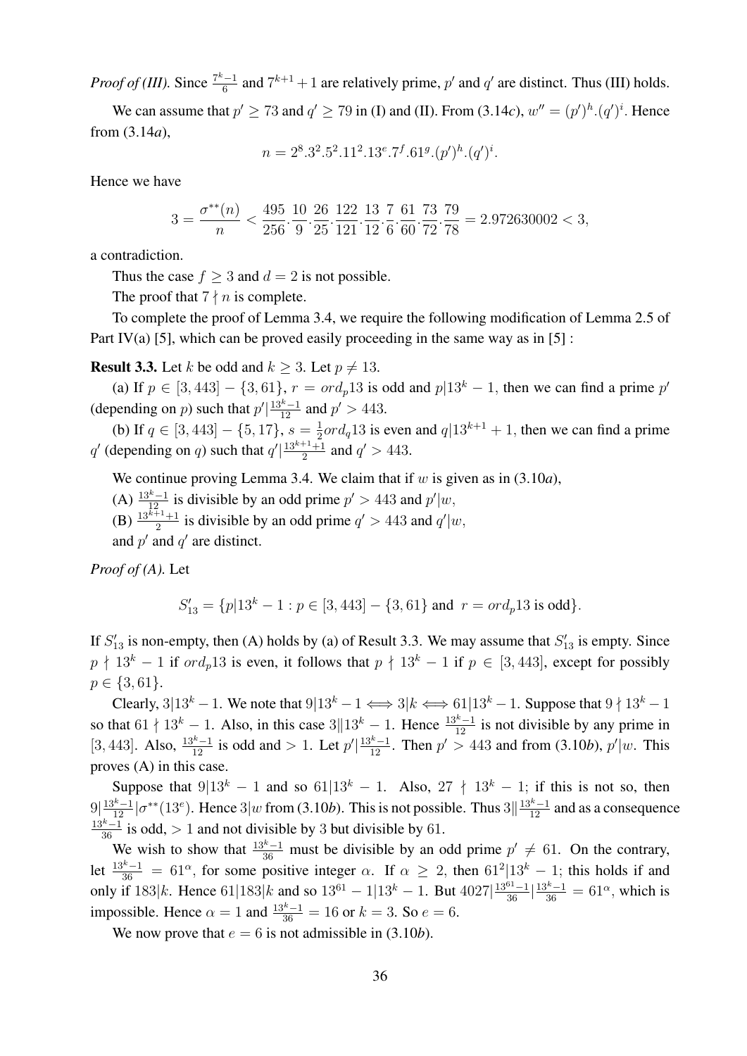*Proof of (III).* Since $\frac{7^k-1}{6}$ and $7^{k+1}+1$ are relatively prime, $p'$ and $q'$ are distinct. Thus (III) holds.

We can assume that $p' \geq 73$ and $q' \geq 79$ in (I) and (II). From (3.14*c*), $w'' = (p')^h.(q')^i$. Hence from (3.14*a*),

$$n = 2^8.3^2.5^2.11^2.13^e.7^f.61^g.(p')^h.(q')^i.$$

Hence we have

$$3 = \frac{\sigma^{**}(n)}{n} < \frac{495}{256}.\frac{10}{9}.\frac{26}{25}.\frac{122}{121}.\frac{13}{12}.\frac{7}{6}.\frac{61}{60}.\frac{73}{72}.\frac{79}{78} = 2.972630002 < 3,$$

a contradiction.

Thus the case $f \geq 3$ and $d = 2$ is not possible.

The proof that $7 \nmid n$ is complete.

To complete the proof of Lemma 3.4, we require the following modification of Lemma 2.5 of Part IV(a) [5], which can be proved easily proceeding in the same way as in [5] :

**Result 3.3.** Let $k$ be odd and $k \geq 3$. Let $p \neq 13$.

(a) If $p \in [3, 443] - \{3, 61\}$, $r = ord_p 13$ is odd and $p | 13^k - 1$, then we can find a prime $p'$ (depending on $p$) such that $p' | \frac{13^k-1}{12}$ and $p' > 443$.

(b) If $q \in [3, 443] - \{5, 17\}$, $s = \frac{1}{2} ord_q 13$ is even and $q | 13^{k+1} + 1$, then we can find a prime $q'$ (depending on $q$) such that $q' | \frac{13^{k+1}+1}{2}$ and $q' > 443$.

We continue proving Lemma 3.4. We claim that if $w$ is given as in (3.10*a*),

(A) $\frac{13^k-1}{12}$ is divisible by an odd prime $p' > 443$ and $p' | w$,

(B) $\frac{13^{k+1}+1}{2}$ is divisible by an odd prime $q' > 443$ and $q' | w$,

and $p'$ and $q'$ are distinct.

*Proof of (A).* Let

$$S'_{13} = \{p | 13^k - 1 : p \in [3, 443] - \{3, 61\} \text{ and } \ r = ord_p 13 \text{ is odd}\}.$$

If $S'_{13}$ is non-empty, then (A) holds by (a) of Result 3.3. We may assume that $S'_{13}$ is empty. Since $p \nmid 13^k - 1$ if $ord_p 13$ is even, it follows that $p \nmid 13^k - 1$ if $p \in [3, 443]$, except for possibly $p \in \{3, 61\}$.

Clearly, $3 | 13^k - 1$. We note that $9 | 13^k - 1 \iff 3 | k \iff 61 | 13^k - 1$. Suppose that $9 \nmid 13^k - 1$ so that $61 \nmid 13^k - 1$. Also, in this case $3 \| 13^k - 1$. Hence $\frac{13^k-1}{12}$ is not divisible by any prime in $[3, 443]$. Also, $\frac{13^k-1}{12}$ is odd and $> 1$. Let $p' | \frac{13^k-1}{12}$. Then $p' > 443$ and from (3.10*b*), $p' | w$. This proves (A) in this case.

Suppose that $9 | 13^k - 1$ and so $61 | 13^k - 1$. Also, $27 \nmid 13^k - 1$; if this is not so, then $9 | \frac{13^k-1}{12} | \sigma^{**}(13^e)$. Hence $3 | w$ from (3.10*b*). This is not possible. Thus $3 \| \frac{13^k-1}{12}$ and as a consequence $\frac{13^k-1}{36}$ is odd, $> 1$ and not divisible by 3 but divisible by 61.

We wish to show that $\frac{13^k-1}{36}$ must be divisible by an odd prime $p' \neq 61$. On the contrary, let $\frac{13^k-1}{36} = 61^\alpha$, for some positive integer $\alpha$. If $\alpha \geq 2$, then $61^2 | 13^k - 1$; this holds if and only if $183 | k$. Hence $61 | 183 | k$ and so $13^{61} - 1 | 13^k - 1$. But $4027 | \frac{13^{61}-1}{36} | \frac{13^k-1}{36} = 61^\alpha$, which is impossible. Hence $\alpha = 1$ and $\frac{13^k-1}{36} = 16$ or $k = 3$. So $e = 6$.

We now prove that $e = 6$ is not admissible in (3.10*b*).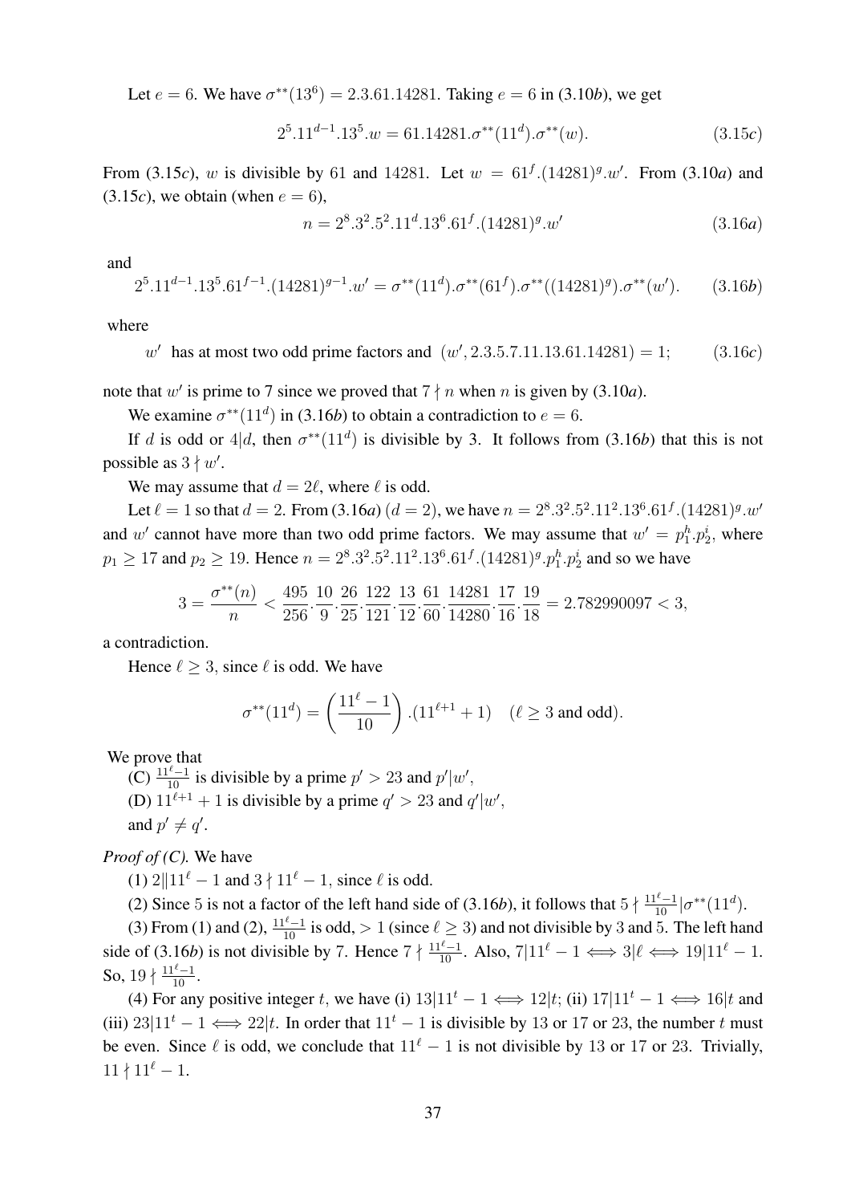Let $e = 6$. We have $\sigma^{**}(13^6) = 2.3.61.14281$. Taking $e = 6$ in (3.10*b*), we get

$$2^5.11^{d-1}.13^5.w = 61.14281.\sigma^{**}(11^d).\sigma^{**}(w). \tag{3.15c}$$

From (3.15*c*), $w$ is divisible by 61 and 14281. Let $w = 61^f.(14281)^g.w'$. From (3.10*a*) and (3.15*c*), we obtain (when $e = 6$),

$$n = 2^8.3^2.5^2.11^d.13^6.61^f.(14281)^g.w' \tag{3.16a}$$

and

$$2^5.11^{d-1}.13^5.61^{f-1}.(14281)^{g-1}.w' = \sigma^{**}(11^d).\sigma^{**}(61^f).\sigma^{**}((14281)^g).\sigma^{**}(w'). \tag{3.16b}$$

where

$$w' \text{ has at most two odd prime factors and } (w', 2.3.5.7.11.13.61.14281) = 1; \tag{3.16c}$$

note that $w'$ is prime to 7 since we proved that $7 \nmid n$ when $n$ is given by (3.10*a*).

We examine $\sigma^{**}(11^d)$ in (3.16*b*) to obtain a contradiction to $e = 6$.

If $d$ is odd or $4|d$, then $\sigma^{**}(11^d)$ is divisible by 3. It follows from (3.16*b*) that this is not possible as $3 \nmid w'$.

We may assume that $d = 2\ell$, where $\ell$ is odd.

Let $\ell = 1$ so that $d = 2$. From (3.16*a*) ($d = 2$), we have $n = 2^8.3^2.5^2.11^2.13^6.61^f.(14281)^g.w'$ and $w'$ cannot have more than two odd prime factors. We may assume that $w' = p_1^h.p_2^i$, where $p_1 \geq 17$ and $p_2 \geq 19$. Hence $n = 2^8.3^2.5^2.11^2.13^6.61^f.(14281)^g.p_1^h.p_2^i$ and so we have

$$3 = \frac{\sigma^{**}(n)}{n} < \frac{495}{256}.\frac{10}{9}.\frac{26}{25}.\frac{122}{121}.\frac{13}{12}.\frac{61}{60}.\frac{14281}{14280}.\frac{17}{16}.\frac{19}{18} = 2.782990097 < 3,$$

a contradiction.

Hence $\ell \geq 3$, since $\ell$ is odd. We have

$$\sigma^{**}(11^d) = \left(\frac{11^\ell - 1}{10}\right).(11^{\ell+1} + 1) \quad (\ell \geq 3 \text{ and odd}).$$

We prove that

(C) $\frac{11^\ell - 1}{10}$ is divisible by a prime $p' > 23$ and $p'|w'$,

(D) $11^{\ell+1} + 1$ is divisible by a prime $q' > 23$ and $q'|w'$,

and $p' \neq q'$.

*Proof of (C).* We have

(1) $2 \| 11^\ell - 1$ and $3 \nmid 11^\ell - 1$, since $\ell$ is odd.

(2) Since 5 is not a factor of the left hand side of (3.16*b*), it follows that $5 \nmid \frac{11^\ell - 1}{10} | \sigma^{**}(11^d)$.

(3) From (1) and (2), $\frac{11^\ell - 1}{10}$ is odd, $> 1$ (since $\ell \geq 3$) and not divisible by 3 and 5. The left hand side of (3.16*b*) is not divisible by 7. Hence $7 \nmid \frac{11^\ell - 1}{10}$. Also, $7 | 11^\ell - 1 \iff 3|\ell \iff 19 | 11^\ell - 1$. So, $19 \nmid \frac{11^\ell - 1}{10}$.

(4) For any positive integer $t$, we have (i) $13 | 11^t - 1 \iff 12|t$; (ii) $17 | 11^t - 1 \iff 16|t$ and (iii) $23 | 11^t - 1 \iff 22|t$. In order that $11^t - 1$ is divisible by 13 or 17 or 23, the number $t$ must be even. Since $\ell$ is odd, we conclude that $11^\ell - 1$ is not divisible by 13 or 17 or 23. Trivially, $11 \nmid 11^\ell - 1$.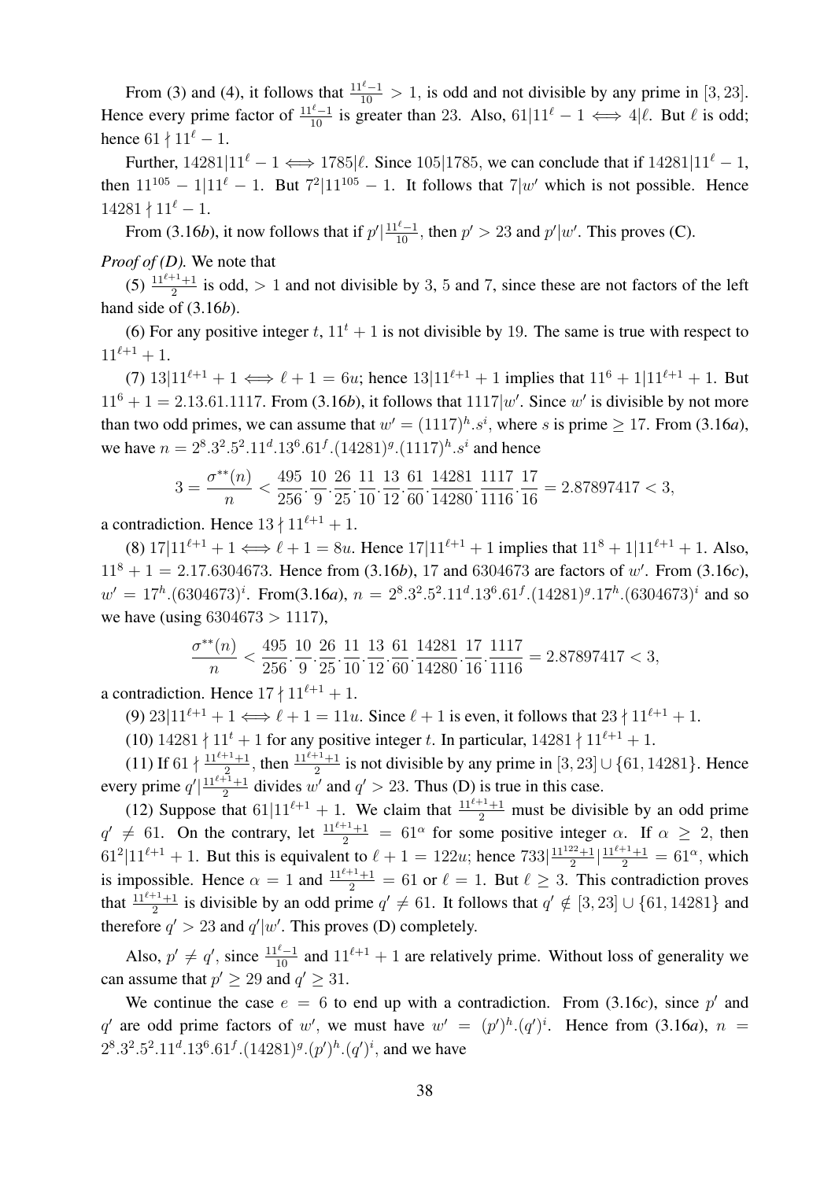From (3) and (4), it follows that $\frac{11^{\ell}-1}{10} > 1$, is odd and not divisible by any prime in $[3,23]$. Hence every prime factor of $\frac{11^{\ell}-1}{10}$ is greater than 23. Also, $61|11^{\ell}-1 \iff 4|\ell$. But $\ell$ is odd; hence $61 \nmid 11^{\ell}-1$.

Further, $14281|11^{\ell}-1 \iff 1785|\ell$. Since $105|1785$, we can conclude that if $14281|11^{\ell}-1$, then $11^{105}-1|11^{\ell}-1$. But $7^2|11^{105}-1$. It follows that $7|w'$ which is not possible. Hence $14281 \nmid 11^{\ell}-1$.

From (3.16*b*), it now follows that if $p'|\frac{11^{\ell}-1}{10}$, then $p' > 23$ and $p'|w'$. This proves (C).

*Proof of (D).* We note that

(5) $\frac{11^{\ell+1}+1}{2}$ is odd, $> 1$ and not divisible by 3, 5 and 7, since these are not factors of the left hand side of (3.16*b*).

(6) For any positive integer $t$, $11^t+1$ is not divisible by 19. The same is true with respect to $11^{\ell+1}+1$.

(7) $13|11^{\ell+1}+1 \iff \ell+1 = 6u$; hence $13|11^{\ell+1}+1$ implies that $11^6+1|11^{\ell+1}+1$. But $11^6+1 = 2.13.61.1117$. From (3.16*b*), it follows that $1117|w'$. Since $w'$ is divisible by not more than two odd primes, we can assume that $w' = (1117)^h.s^i$, where $s$ is prime $\geq 17$. From (3.16*a*), we have $n = 2^8.3^2.5^2.11^d.13^6.61^f.(14281)^g.(1117)^h.s^i$ and hence

$$3 = \frac{\sigma^{**}(n)}{n} < \frac{495}{256}.\frac{10}{9}.\frac{26}{25}.\frac{11}{10}.\frac{13}{12}.\frac{61}{60}.\frac{14281}{14280}.\frac{1117}{1116}.\frac{17}{16} = 2.87897417 < 3,$$

a contradiction. Hence $13 \nmid 11^{\ell+1}+1$.

(8) $17|11^{\ell+1}+1 \iff \ell+1 = 8u$. Hence $17|11^{\ell+1}+1$ implies that $11^8+1|11^{\ell+1}+1$. Also, $11^8+1 = 2.17.6304673$. Hence from (3.16*b*), 17 and 6304673 are factors of $w'$. From (3.16*c*), $w' = 17^h.(6304673)^i$. From(3.16*a*), $n = 2^8.3^2.5^2.11^d.13^6.61^f.(14281)^g.17^h.(6304673)^i$ and so we have (using $6304673 > 1117$),

$$\frac{\sigma^{**}(n)}{n} < \frac{495}{256}.\frac{10}{9}.\frac{26}{25}.\frac{11}{10}.\frac{13}{12}.\frac{61}{60}.\frac{14281}{14280}.\frac{17}{16}.\frac{1117}{1116} = 2.87897417 < 3,$$

a contradiction. Hence $17 \nmid 11^{\ell+1}+1$.

(9) $23|11^{\ell+1}+1 \iff \ell+1 = 11u$. Since $\ell+1$ is even, it follows that $23 \nmid 11^{\ell+1}+1$.

(10) $14281 \nmid 11^t+1$ for any positive integer $t$. In particular, $14281 \nmid 11^{\ell+1}+1$.

(11) If $61 \nmid \frac{11^{\ell+1}+1}{2}$, then $\frac{11^{\ell+1}+1}{2}$ is not divisible by any prime in $[3,23] \cup \{61, 14281\}$. Hence every prime $q'|\frac{11^{\ell+1}+1}{2}$ divides $w'$ and $q' > 23$. Thus (D) is true in this case.

(12) Suppose that $61|11^{\ell+1}+1$. We claim that $\frac{11^{\ell+1}+1}{2}$ must be divisible by an odd prime $q' \neq 61$. On the contrary, let $\frac{11^{\ell+1}+1}{2} = 61^{\alpha}$ for some positive integer $\alpha$. If $\alpha \geq 2$, then $61^2|11^{\ell+1}+1$. But this is equivalent to $\ell+1 = 122u$; hence $733|\frac{11^{122}+1}{2}|\frac{11^{\ell+1}+1}{2} = 61^{\alpha}$, which is impossible. Hence $\alpha = 1$ and $\frac{11^{\ell+1}+1}{2} = 61$ or $\ell = 1$. But $\ell \geq 3$. This contradiction proves that $\frac{11^{\ell+1}+1}{2}$ is divisible by an odd prime $q' \neq 61$. It follows that $q' \notin [3,23] \cup \{61, 14281\}$ and therefore $q' > 23$ and $q'|w'$. This proves (D) completely.

Also, $p' \neq q'$, since $\frac{11^{\ell}-1}{10}$ and $11^{\ell+1}+1$ are relatively prime. Without loss of generality we can assume that $p' \geq 29$ and $q' \geq 31$.

We continue the case $e = 6$ to end up with a contradiction. From (3.16*c*), since $p'$ and $q'$ are odd prime factors of $w'$, we must have $w' = (p')^h.(q')^i$. Hence from (3.16*a*), $n = 2^8.3^2.5^2.11^d.13^6.61^f.(14281)^g.(p')^h.(q')^i$, and we have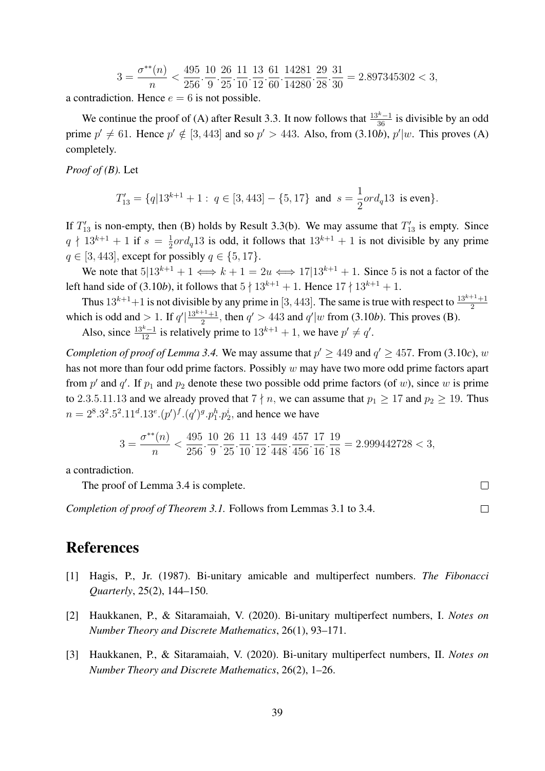$$3 = \frac{\sigma^{**}(n)}{n} < \frac{495}{256}.\frac{10}{9}.\frac{26}{25}.\frac{11}{10}.\frac{13}{12}.\frac{61}{60}.\frac{14281}{14280}.\frac{29}{28}.\frac{31}{30} = 2.897345302 < 3,$$

a contradiction. Hence $e = 6$ is not possible.

We continue the proof of (A) after Result 3.3. It now follows that $\frac{13^k-1}{36}$ is divisible by an odd prime $p' \neq 61$. Hence $p' \notin [3, 443]$ and so $p' > 443$. Also, from (3.10*b*), $p'|w$. This proves (A) completely.

*Proof of (B).* Let

$$T'_{13} = \{q|13^{k+1}+1 : \ q \in [3, 443] - \{5, 17\} \ \text{and} \ s = \frac{1}{2}ord_q 13 \ \text{is even}\}.$$

If $T'_{13}$ is non-empty, then (B) holds by Result 3.3(b). We may assume that $T'_{13}$ is empty. Since $q \nmid 13^{k+1}+1$ if $s = \frac{1}{2}ord_q 13$ is odd, it follows that $13^{k+1}+1$ is not divisible by any prime $q \in [3, 443]$, except for possibly $q \in \{5, 17\}$.

We note that $5|13^{k+1}+1 \iff k+1 = 2u \iff 17|13^{k+1}+1$. Since $5$ is not a factor of the left hand side of (3.10*b*), it follows that $5 \nmid 13^{k+1}+1$. Hence $17 \nmid 13^{k+1}+1$.

Thus $13^{k+1}+1$ is not divisible by any prime in $[3, 443]$. The same is true with respect to $\frac{13^{k+1}+1}{2}$ which is odd and $> 1$. If $q'|\frac{13^{k+1}+1}{2}$, then $q' > 443$ and $q'|w$ from (3.10*b*). This proves (B).

Also, since $\frac{13^k-1}{12}$ is relatively prime to $13^{k+1}+1$, we have $p' \neq q'$.

*Completion of proof of Lemma 3.4.* We may assume that $p' \geq 449$ and $q' \geq 457$. From (3.10*c*), $w$ has not more than four odd prime factors. Possibly $w$ may have two more odd prime factors apart from $p'$ and $q'$. If $p_1$ and $p_2$ denote these two possible odd prime factors (of $w$), since $w$ is prime to 2.3.5.11.13 and we already proved that $7 \nmid n$, we can assume that $p_1 \geq 17$ and $p_2 \geq 19$. Thus $n = 2^8.3^2.5^2.11^d.13^e.(p')^f.(q')^g.p_1^h.p_2^i$, and hence we have

$$3 = \frac{\sigma^{**}(n)}{n} < \frac{495}{256}.\frac{10}{9}.\frac{26}{25}.\frac{11}{10}.\frac{13}{12}.\frac{449}{448}.\frac{457}{456}.\frac{17}{16}.\frac{19}{18} = 2.999442728 < 3,$$

a contradiction.

The proof of Lemma 3.4 is complete. □

*Completion of proof of Theorem 3.1.* Follows from Lemmas 3.1 to 3.4. □

# References

[1] Hagis, P., Jr. (1987). Bi-unitary amicable and multiperfect numbers. *The Fibonacci Quarterly*, 25(2), 144–150.

[2] Haukkanen, P., & Sitaramaiah, V. (2020). Bi-unitary multiperfect numbers, I. *Notes on Number Theory and Discrete Mathematics*, 26(1), 93–171.

[3] Haukkanen, P., & Sitaramaiah, V. (2020). Bi-unitary multiperfect numbers, II. *Notes on Number Theory and Discrete Mathematics*, 26(2), 1–26.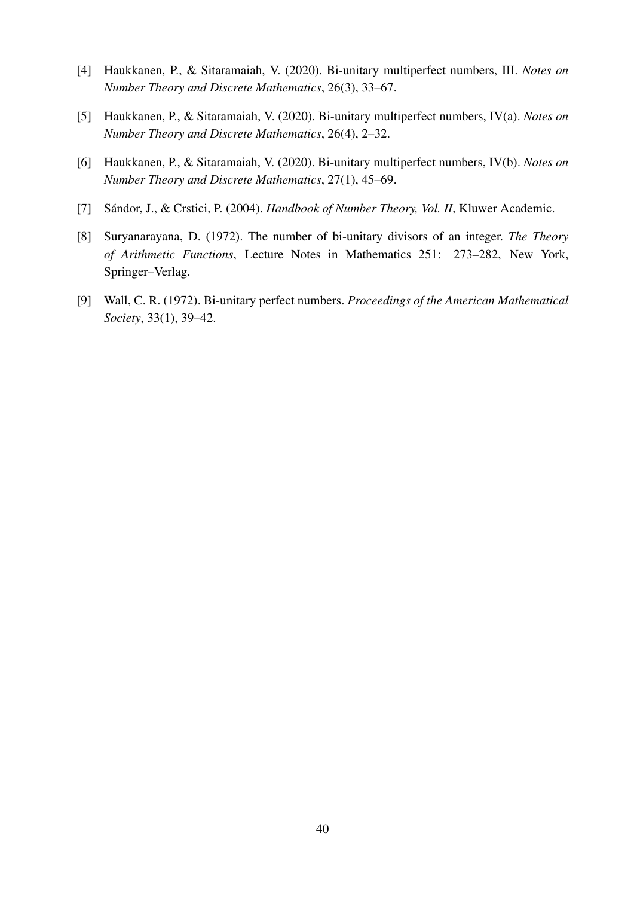[4] Haukkanen, P., & Sitaramaiah, V. (2020). Bi-unitary multiperfect numbers, III. *Notes on Number Theory and Discrete Mathematics*, 26(3), 33–67.

[5] Haukkanen, P., & Sitaramaiah, V. (2020). Bi-unitary multiperfect numbers, IV(a). *Notes on Number Theory and Discrete Mathematics*, 26(4), 2–32.

[6] Haukkanen, P., & Sitaramaiah, V. (2020). Bi-unitary multiperfect numbers, IV(b). *Notes on Number Theory and Discrete Mathematics*, 27(1), 45–69.

[7] Sándor, J., & Crstici, P. (2004). *Handbook of Number Theory, Vol. II*, Kluwer Academic.

[8] Suryanarayana, D. (1972). The number of bi-unitary divisors of an integer. *The Theory of Arithmetic Functions*, Lecture Notes in Mathematics 251: 273–282, New York, Springer–Verlag.

[9] Wall, C. R. (1972). Bi-unitary perfect numbers. *Proceedings of the American Mathematical Society*, 33(1), 39–42.